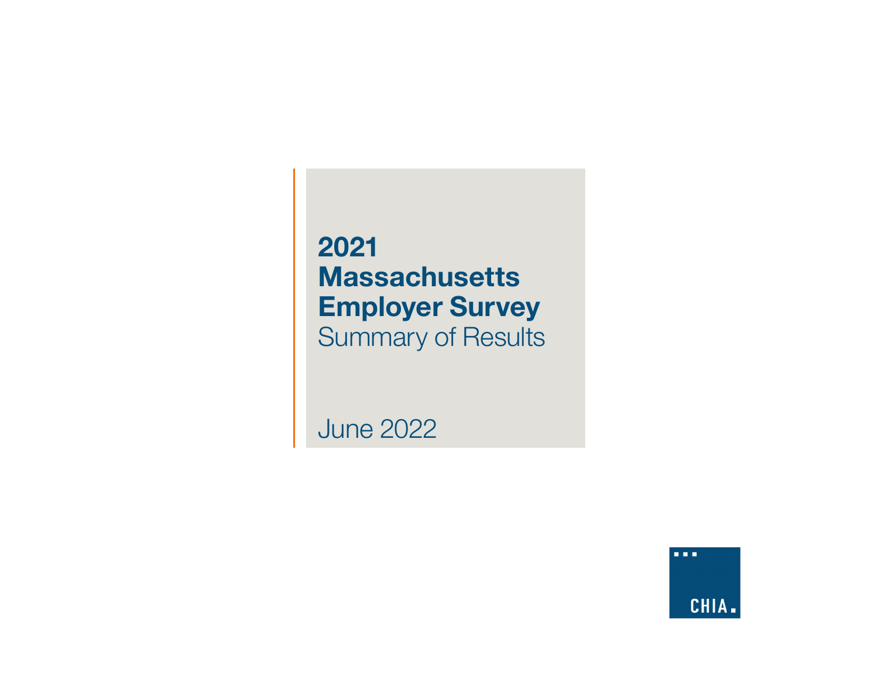# 2021 Massachusetts Employer Survey

Summary of Results

June 2022

CHIA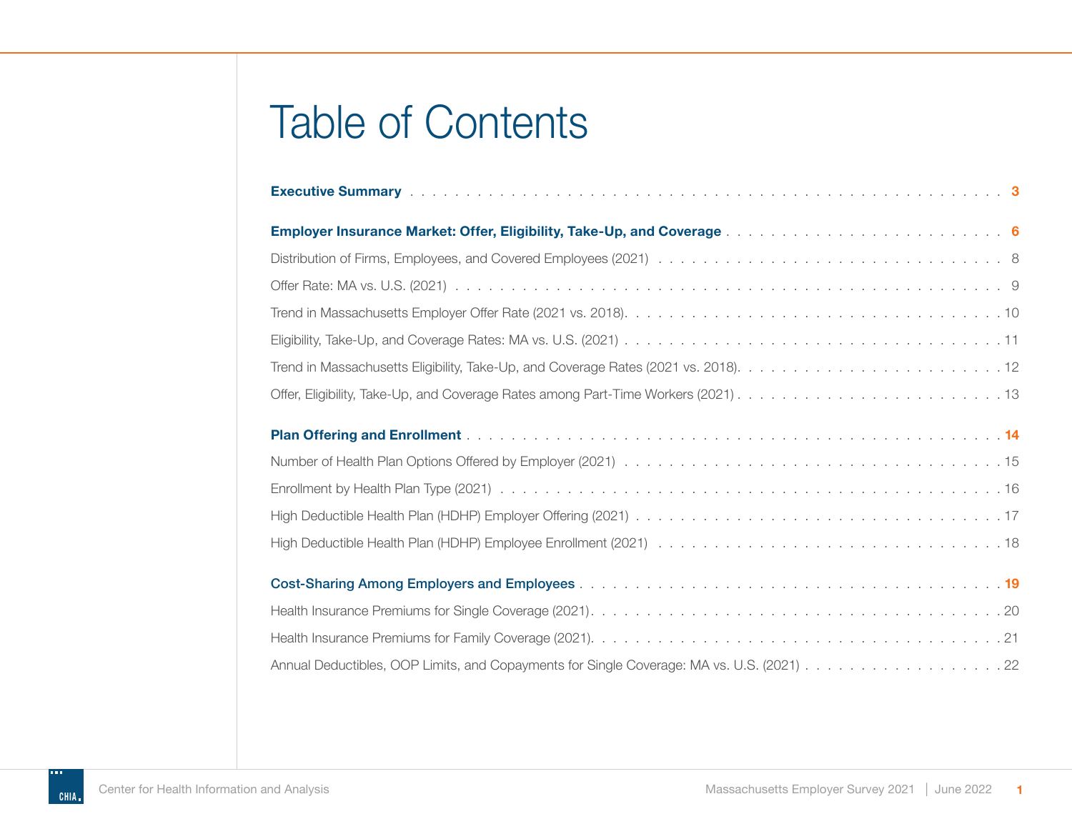# Table of Contents

**Executive Summary** . . . . . . . . . . . . . . . . . . . . . . . . . . . . . . . . . . . . . . . . . . . . . . . . . . . . . **3**

**Employer Insurance Market: Offer, Eligibility, Take-Up, and Coverage** . . . . . . . . . . . . . . . . . . . . . . . . **6**

Distribution of Firms, Employees, and Covered Employees (2021) . . . . . . . . . . . . . . . . . . . . . . . . . . . . . . 8

Offer Rate: MA vs. U.S. (2021) . . . . . . . . . . . . . . . . . . . . . . . . . . . . . . . . . . . . . . . . . . . . . . . . . . . 9

Trend in Massachusetts Employer Offer Rate (2021 vs. 2018). . . . . . . . . . . . . . . . . . . . . . . . . . . . . . . . . 10

Eligibility, Take-Up, and Coverage Rates: MA vs. U.S. (2021) . . . . . . . . . . . . . . . . . . . . . . . . . . . . . . . . 11

Trend in Massachusetts Eligibility, Take-Up, and Coverage Rates (2021 vs. 2018). . . . . . . . . . . . . . . . . . . . . 12

Offer, Eligibility, Take-Up, and Coverage Rates among Part-Time Workers (2021) . . . . . . . . . . . . . . . . . . . . . 13

**Plan Offering and Enrollment** . . . . . . . . . . . . . . . . . . . . . . . . . . . . . . . . . . . . . . . . . . . . . . . . . **14**

Number of Health Plan Options Offered by Employer (2021) . . . . . . . . . . . . . . . . . . . . . . . . . . . . . . . . . 15

Enrollment by Health Plan Type (2021) . . . . . . . . . . . . . . . . . . . . . . . . . . . . . . . . . . . . . . . . . . . . . . 16

High Deductible Health Plan (HDHP) Employer Offering (2021) . . . . . . . . . . . . . . . . . . . . . . . . . . . . . . . 17

High Deductible Health Plan (HDHP) Employee Enrollment (2021) . . . . . . . . . . . . . . . . . . . . . . . . . . . . . 18

**Cost-Sharing Among Employers and Employees** . . . . . . . . . . . . . . . . . . . . . . . . . . . . . . . . . . . . . . **19**

Health Insurance Premiums for Single Coverage (2021). . . . . . . . . . . . . . . . . . . . . . . . . . . . . . . . . . . . 20

Health Insurance Premiums for Family Coverage (2021). . . . . . . . . . . . . . . . . . . . . . . . . . . . . . . . . . . . 21

Annual Deductibles, OOP Limits, and Copayments for Single Coverage: MA vs. U.S. (2021) . . . . . . . . . . . . . . . 22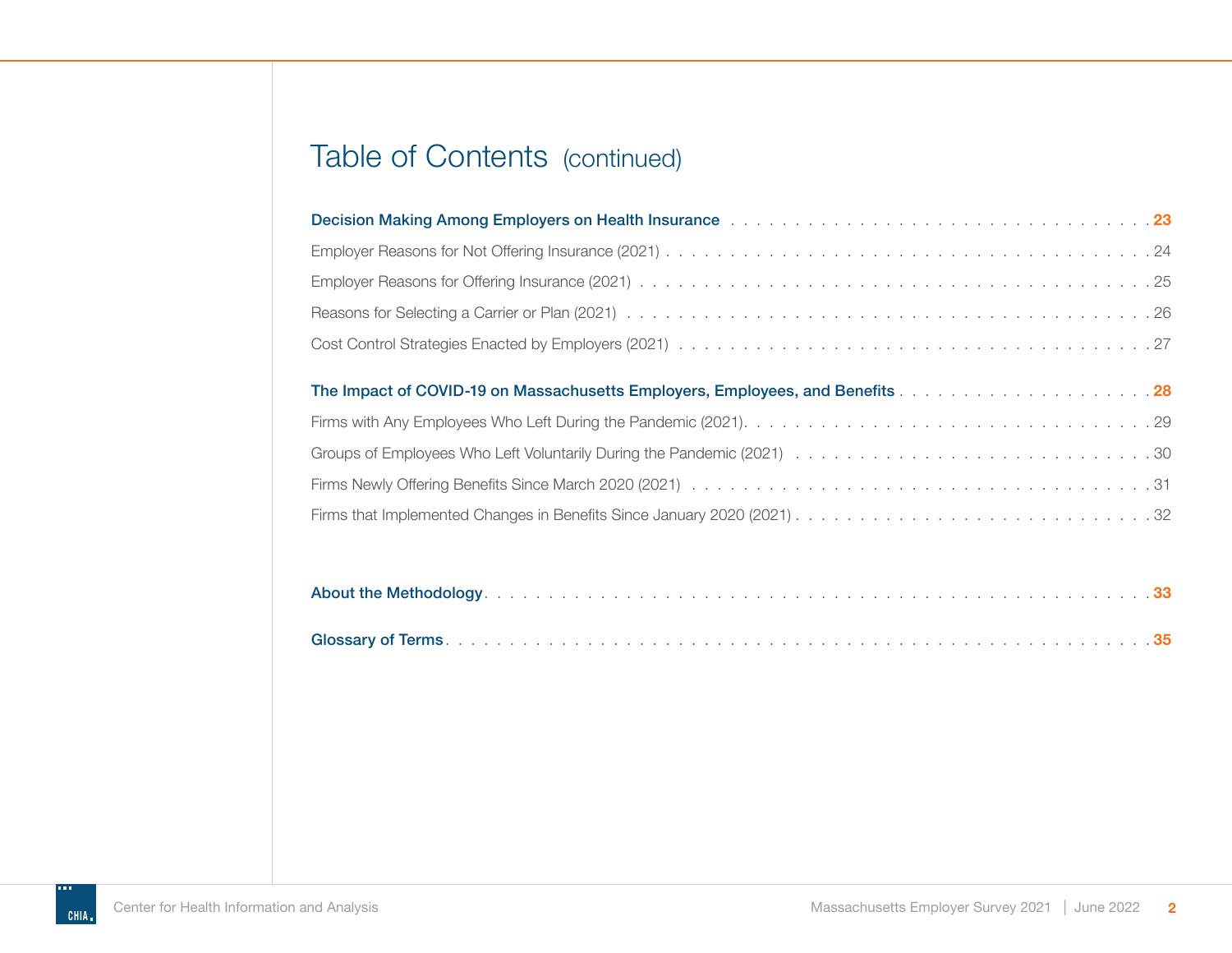# Table of Contents (continued)

**Decision Making Among Employers on Health Insurance** . . . . . . . . . . . . . . . . . . . . . . . . . . . . . . . . . **23**

Employer Reasons for Not Offering Insurance (2021) . . . . . . . . . . . . . . . . . . . . . . . . . . . . . . . . . . . . . . 24

Employer Reasons for Offering Insurance (2021) . . . . . . . . . . . . . . . . . . . . . . . . . . . . . . . . . . . . . . . . 25

Reasons for Selecting a Carrier or Plan (2021) . . . . . . . . . . . . . . . . . . . . . . . . . . . . . . . . . . . . . . . . . . 26

Cost Control Strategies Enacted by Employers (2021) . . . . . . . . . . . . . . . . . . . . . . . . . . . . . . . . . . . . . 27

**The Impact of COVID-19 on Massachusetts Employers, Employees, and Benefits** . . . . . . . . . . . . . . . . . . . **28**

Firms with Any Employees Who Left During the Pandemic (2021) . . . . . . . . . . . . . . . . . . . . . . . . . . . . . . . 29

Groups of Employees Who Left Voluntarily During the Pandemic (2021) . . . . . . . . . . . . . . . . . . . . . . . . . . . 30

Firms Newly Offering Benefits Since March 2020 (2021) . . . . . . . . . . . . . . . . . . . . . . . . . . . . . . . . . . . . 31

Firms that Implemented Changes in Benefits Since January 2020 (2021) . . . . . . . . . . . . . . . . . . . . . . . . . . 32

**About the Methodology** . . . . . . . . . . . . . . . . . . . . . . . . . . . . . . . . . . . . . . . . . . . . . . . . . . . . . . **33**

**Glossary of Terms** . . . . . . . . . . . . . . . . . . . . . . . . . . . . . . . . . . . . . . . . . . . . . . . . . . . . . . . . . . **35**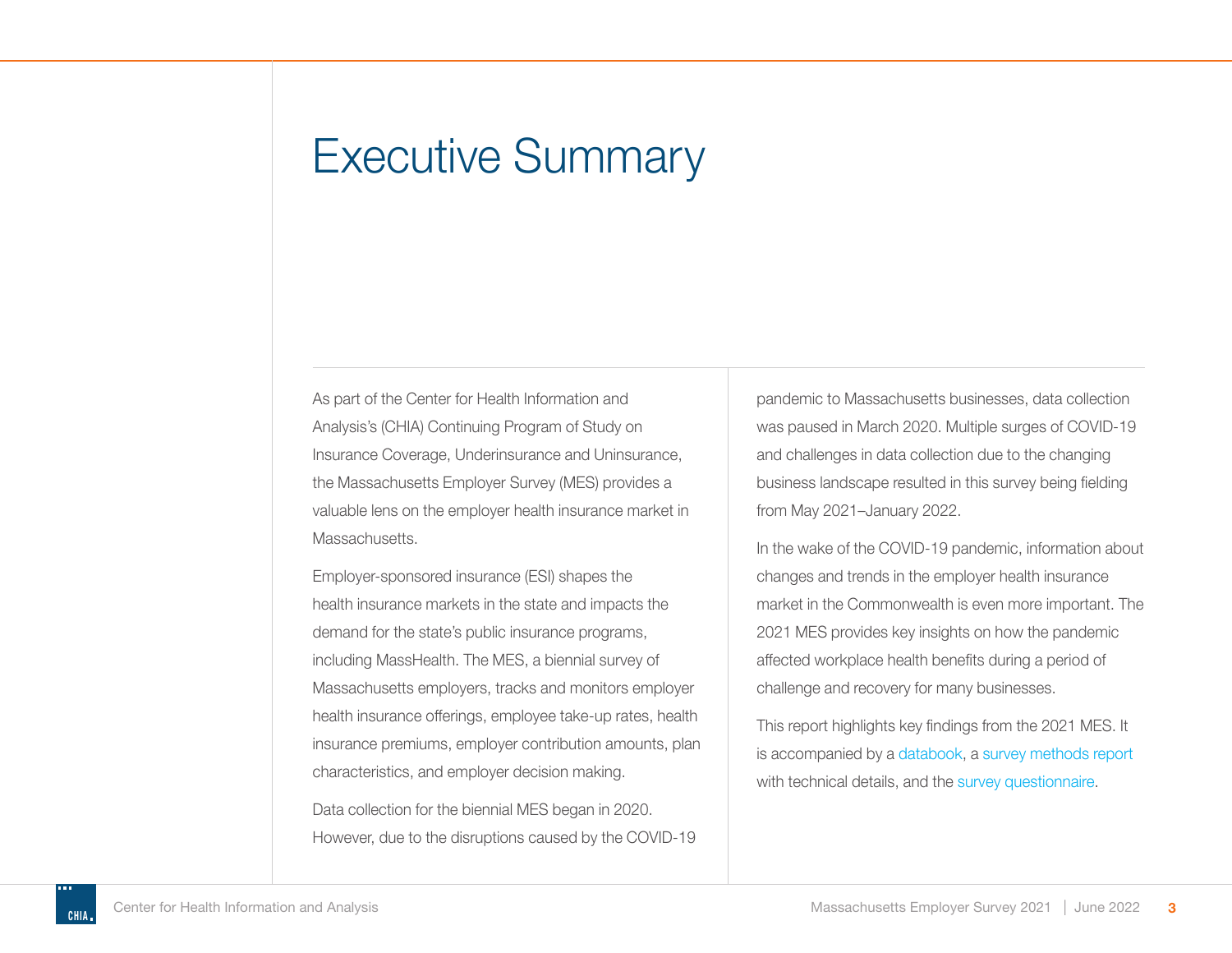# Executive Summary

As part of the Center for Health Information and Analysis's (CHIA) Continuing Program of Study on Insurance Coverage, Underinsurance and Uninsurance, the Massachusetts Employer Survey (MES) provides a valuable lens on the employer health insurance market in Massachusetts.

Employer-sponsored insurance (ESI) shapes the health insurance markets in the state and impacts the demand for the state's public insurance programs, including MassHealth. The MES, a biennial survey of Massachusetts employers, tracks and monitors employer health insurance offerings, employee take-up rates, health insurance premiums, employer contribution amounts, plan characteristics, and employer decision making.

Data collection for the biennial MES began in 2020. However, due to the disruptions caused by the COVID-19 pandemic to Massachusetts businesses, data collection was paused in March 2020. Multiple surges of COVID-19 and challenges in data collection due to the changing business landscape resulted in this survey being fielding from May 2021–January 2022.

In the wake of the COVID-19 pandemic, information about changes and trends in the employer health insurance market in the Commonwealth is even more important. The 2021 MES provides key insights on how the pandemic affected workplace health benefits during a period of challenge and recovery for many businesses.

This report highlights key findings from the 2021 MES. It is accompanied by a databook, a survey methods report with technical details, and the survey questionnaire.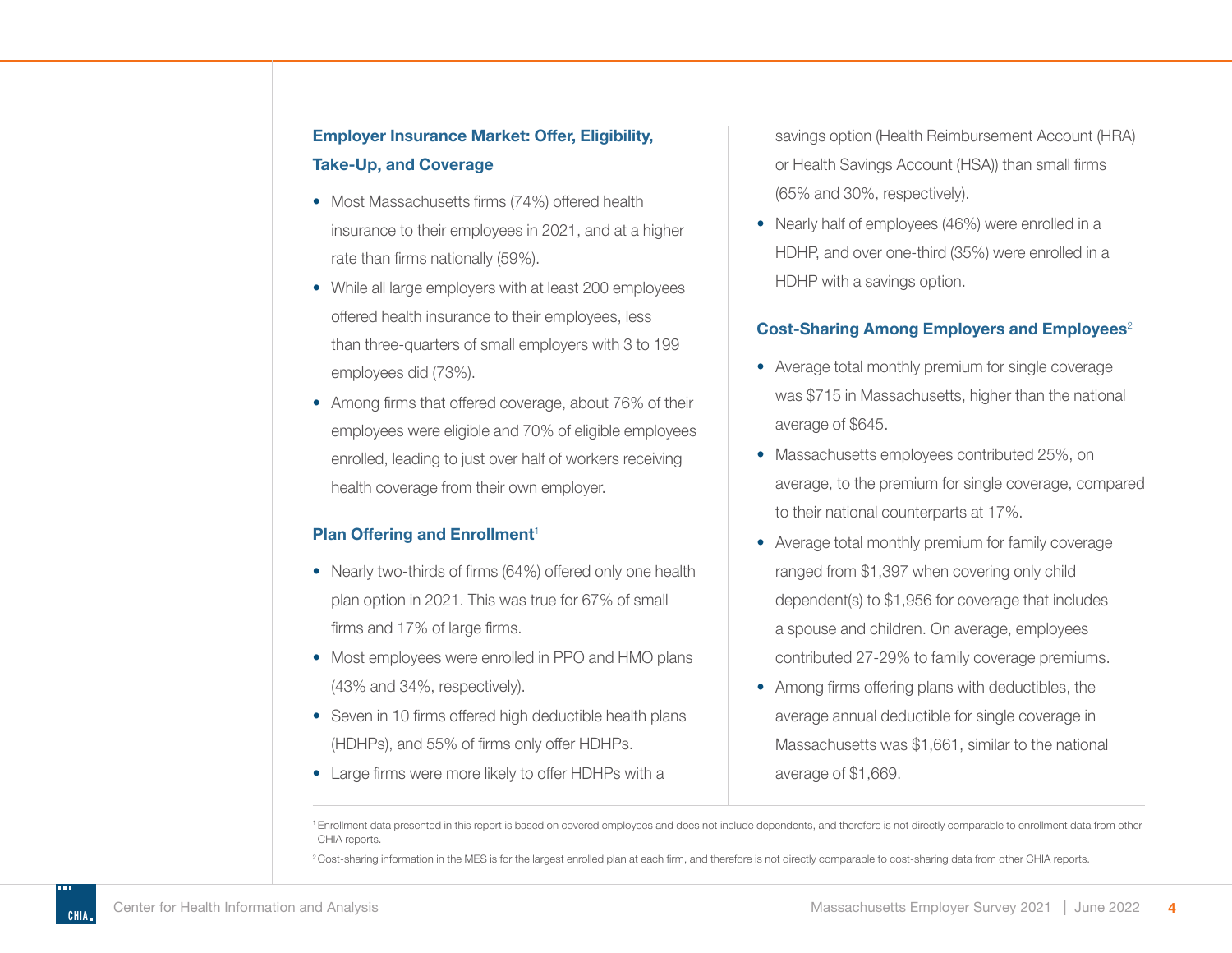### Employer Insurance Market: Offer, Eligibility, Take-Up, and Coverage

- Most Massachusetts firms (74%) offered health insurance to their employees in 2021, and at a higher rate than firms nationally (59%).
- While all large employers with at least 200 employees offered health insurance to their employees, less than three-quarters of small employers with 3 to 199 employees did (73%).
- Among firms that offered coverage, about 76% of their employees were eligible and 70% of eligible employees enrolled, leading to just over half of workers receiving health coverage from their own employer.

### Plan Offering and Enrollment[1]

- Nearly two-thirds of firms (64%) offered only one health plan option in 2021. This was true for 67% of small firms and 17% of large firms.
- Most employees were enrolled in PPO and HMO plans (43% and 34%, respectively).
- Seven in 10 firms offered high deductible health plans (HDHPs), and 55% of firms only offer HDHPs.
- Large firms were more likely to offer HDHPs with a savings option (Health Reimbursement Account (HRA) or Health Savings Account (HSA)) than small firms (65% and 30%, respectively).
- Nearly half of employees (46%) were enrolled in a HDHP, and over one-third (35%) were enrolled in a HDHP with a savings option.

### Cost-Sharing Among Employers and Employees[2]

- Average total monthly premium for single coverage was $715 in Massachusetts, higher than the national average of $645.
- Massachusetts employees contributed 25%, on average, to the premium for single coverage, compared to their national counterparts at 17%.
- Average total monthly premium for family coverage ranged from $1,397 when covering only child dependent(s) to $1,956 for coverage that includes a spouse and children. On average, employees contributed 27-29% to family coverage premiums.
- Among firms offering plans with deductibles, the average annual deductible for single coverage in Massachusetts was $1,661, similar to the national average of $1,669.

---

[1] Enrollment data presented in this report is based on covered employees and does not include dependents, and therefore is not directly comparable to enrollment data from other CHIA reports.

[2] Cost-sharing information in the MES is for the largest enrolled plan at each firm, and therefore is not directly comparable to cost-sharing data from other CHIA reports.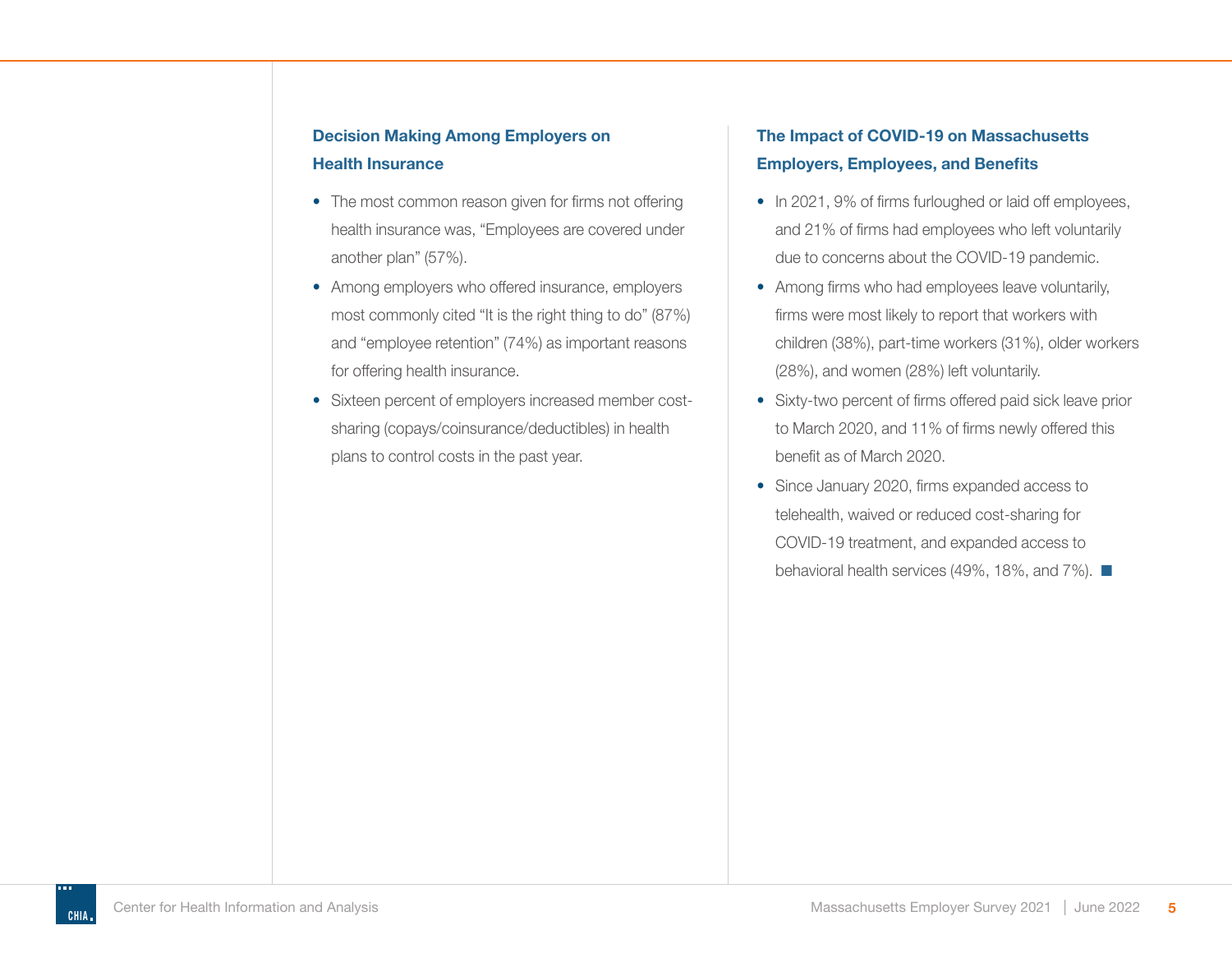### Decision Making Among Employers on Health Insurance

- The most common reason given for firms not offering health insurance was, "Employees are covered under another plan" (57%).
- Among employers who offered insurance, employers most commonly cited "It is the right thing to do" (87%) and "employee retention" (74%) as important reasons for offering health insurance.
- Sixteen percent of employers increased member cost-sharing (copays/coinsurance/deductibles) in health plans to control costs in the past year.

### The Impact of COVID-19 on Massachusetts Employers, Employees, and Benefits

- In 2021, 9% of firms furloughed or laid off employees, and 21% of firms had employees who left voluntarily due to concerns about the COVID-19 pandemic.
- Among firms who had employees leave voluntarily, firms were most likely to report that workers with children (38%), part-time workers (31%), older workers (28%), and women (28%) left voluntarily.
- Sixty-two percent of firms offered paid sick leave prior to March 2020, and 11% of firms newly offered this benefit as of March 2020.
- Since January 2020, firms expanded access to telehealth, waived or reduced cost-sharing for COVID-19 treatment, and expanded access to behavioral health services (49%, 18%, and 7%). ■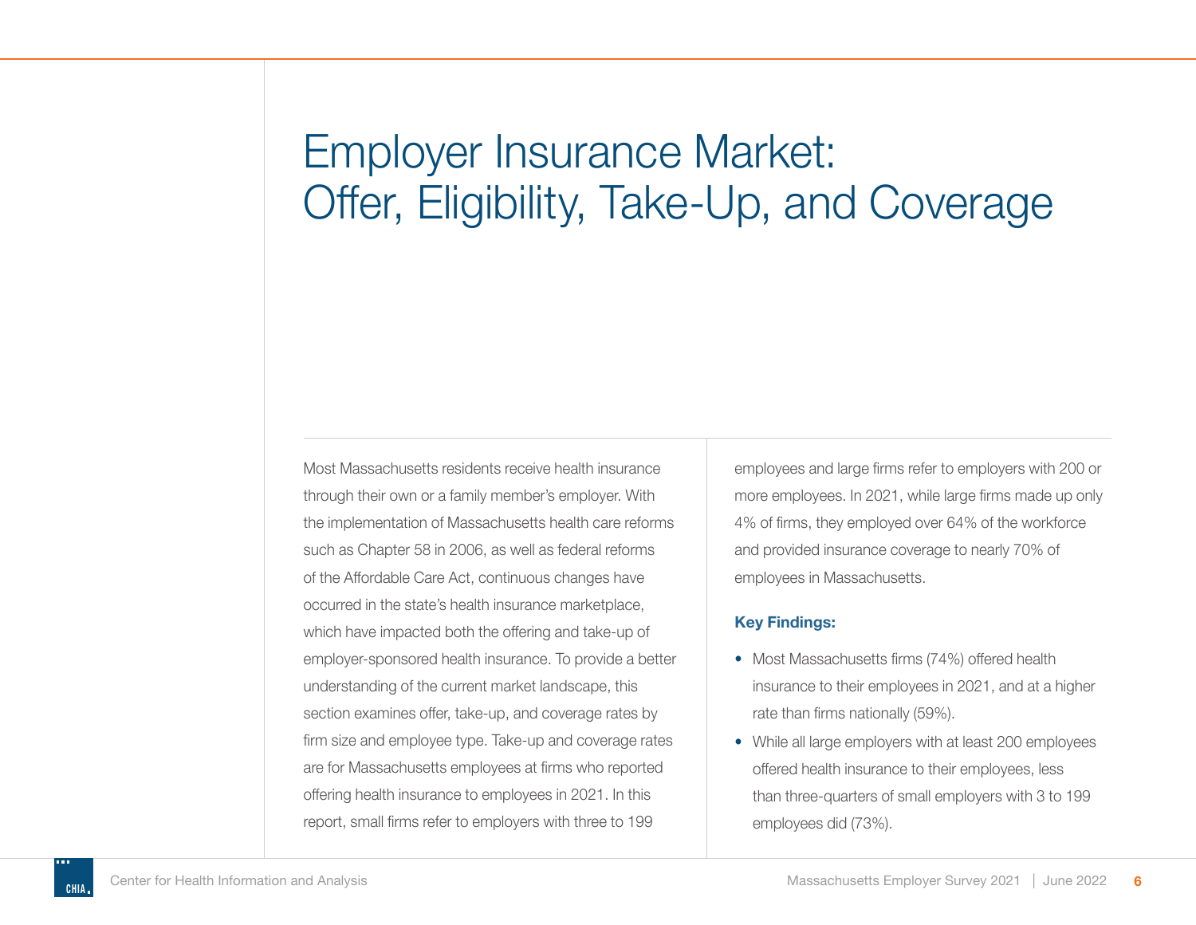# Employer Insurance Market: Offer, Eligibility, Take-Up, and Coverage

Most Massachusetts residents receive health insurance through their own or a family member's employer. With the implementation of Massachusetts health care reforms such as Chapter 58 in 2006, as well as federal reforms of the Affordable Care Act, continuous changes have occurred in the state's health insurance marketplace, which have impacted both the offering and take-up of employer-sponsored health insurance. To provide a better understanding of the current market landscape, this section examines offer, take-up, and coverage rates by firm size and employee type. Take-up and coverage rates are for Massachusetts employees at firms who reported offering health insurance to employees in 2021. In this report, small firms refer to employers with three to 199 employees and large firms refer to employers with 200 or more employees. In 2021, while large firms made up only 4% of firms, they employed over 64% of the workforce and provided insurance coverage to nearly 70% of employees in Massachusetts.

**Key Findings:**

- Most Massachusetts firms (74%) offered health insurance to their employees in 2021, and at a higher rate than firms nationally (59%).
- While all large employers with at least 200 employees offered health insurance to their employees, less than three-quarters of small employers with 3 to 199 employees did (73%).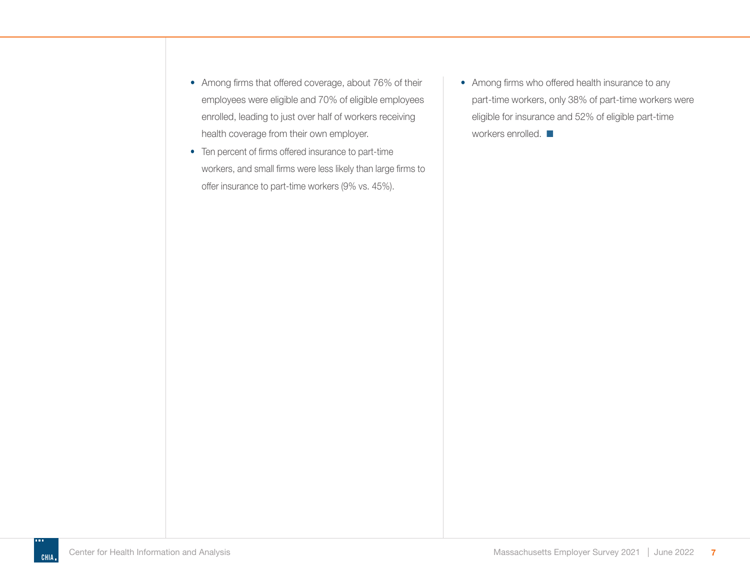- Among firms that offered coverage, about 76% of their employees were eligible and 70% of eligible employees enrolled, leading to just over half of workers receiving health coverage from their own employer.
- Ten percent of firms offered insurance to part-time workers, and small firms were less likely than large firms to offer insurance to part-time workers (9% vs. 45%).
- Among firms who offered health insurance to any part-time workers, only 38% of part-time workers were eligible for insurance and 52% of eligible part-time workers enrolled. ■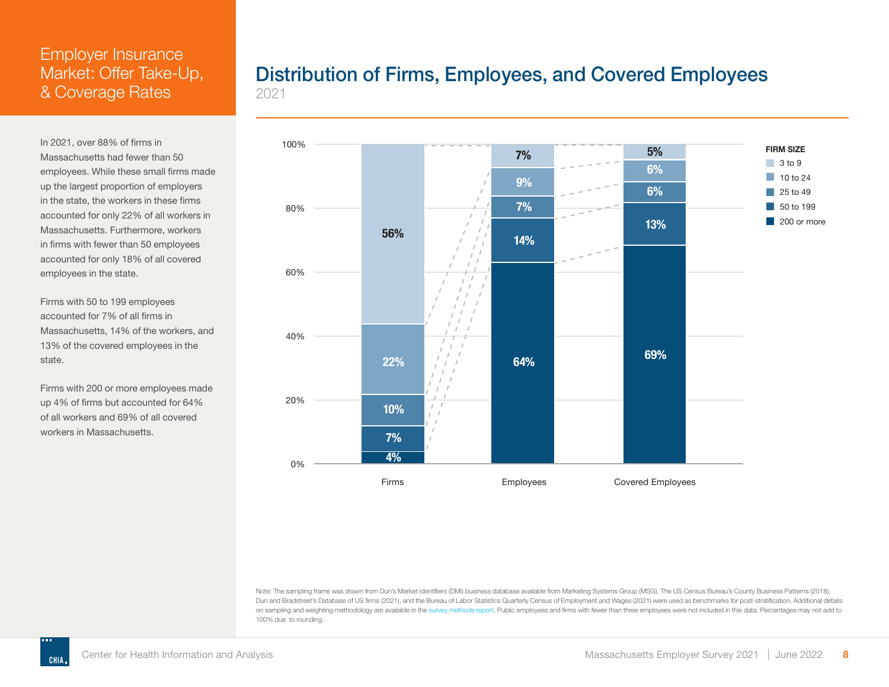# Employer Insurance Market: Offer Take-Up, & Coverage Rates

In 2021, over 88% of firms in Massachusetts had fewer than 50 employees. While these small firms made up the largest proportion of employers in the state, the workers in these firms accounted for only 22% of all workers in Massachusetts. Furthermore, workers in firms with fewer than 50 employees accounted for only 18% of all covered employees in the state.

Firms with 50 to 199 employees accounted for 7% of all firms in Massachusetts, 14% of the workers, and 13% of the covered employees in the state.

Firms with 200 or more employees made up 4% of firms but accounted for 64% of all workers and 69% of all covered workers in Massachusetts.

## Distribution of Firms, Employees, and Covered Employees

2021

| Firm Size | Firms | Employees | Covered Employees |
| --- | --- | --- | --- |
| 3 to 9 | 56% | 7% | 5% |
| 10 to 24 | 22% | 9% | 6% |
| 25 to 49 | 10% | 7% | 6% |
| 50 to 199 | 7% | 14% | 13% |
| 200 or more | 4% | 64% | 69% |

Note: The sampling frame was drawn from Dun's Market Identifiers (DMI) business database available from Marketing Systems Group (MSG). The US Census Bureau's County Business Patterns (2018), Dun and Bradstreet's Database of US firms (2021), and the Bureau of Labor Statistics Quarterly Census of Employment and Wages (2021) were used as benchmarks for post-stratification. Additional details on sampling and weighting methodology are available in the survey methods report. Public employees and firms with fewer than three employees were not included in this data. Percentages may not add to 100% due to rounding.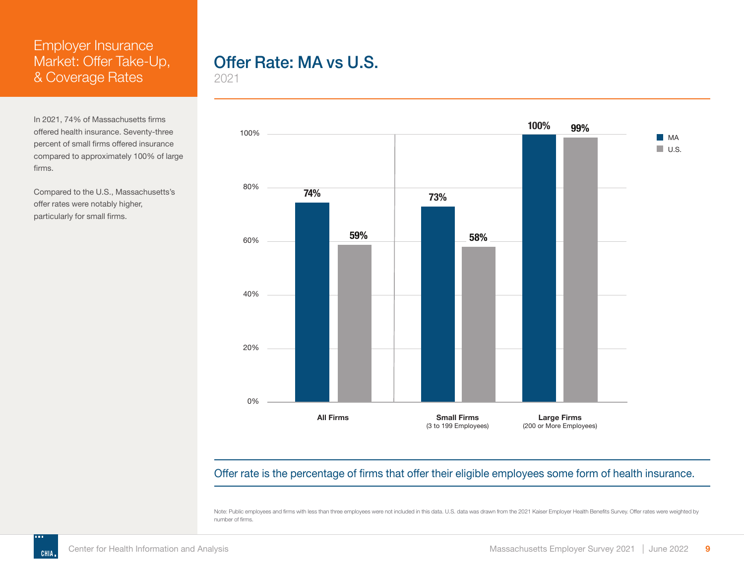# Employer Insurance Market: Offer Take-Up, & Coverage Rates

In 2021, 74% of Massachusetts firms offered health insurance. Seventy-three percent of small firms offered insurance compared to approximately 100% of large firms.

Compared to the U.S., Massachusetts's offer rates were notably higher, particularly for small firms.

## Offer Rate: MA vs U.S.

2021

| | MA | U.S. |
|---|---|---|
| All Firms | 74% | 59% |
| Small Firms (3 to 199 Employees) | 73% | 58% |
| Large Firms (200 or More Employees) | 100% | 99% |

Offer rate is the percentage of firms that offer their eligible employees some form of health insurance.

Note: Public employees and firms with less than three employees were not included in this data. U.S. data was drawn from the 2021 Kaiser Employer Health Benefits Survey. Offer rates were weighted by number of firms.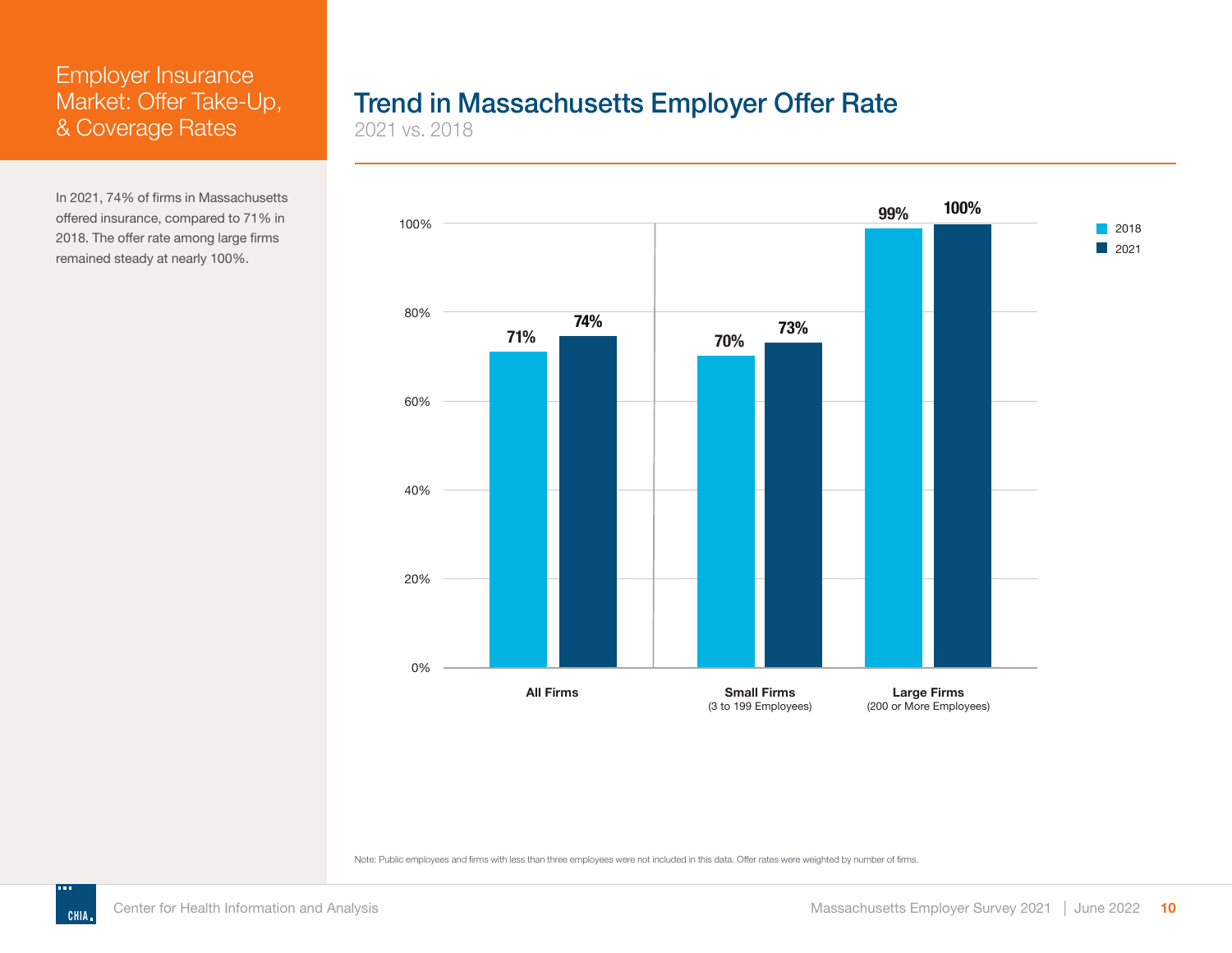# Employer Insurance Market: Offer Take-Up, & Coverage Rates

In 2021, 74% of firms in Massachusetts offered insurance, compared to 71% in 2018. The offer rate among large firms remained steady at nearly 100%.

## Trend in Massachusetts Employer Offer Rate

2021 vs. 2018

| | 2018 | 2021 |
|---|---|---|
| All Firms | 71% | 74% |
| Small Firms (3 to 199 Employees) | 70% | 73% |
| Large Firms (200 or More Employees) | 99% | 100% |

Note: Public employees and firms with less than three employees were not included in this data. Offer rates were weighted by number of firms.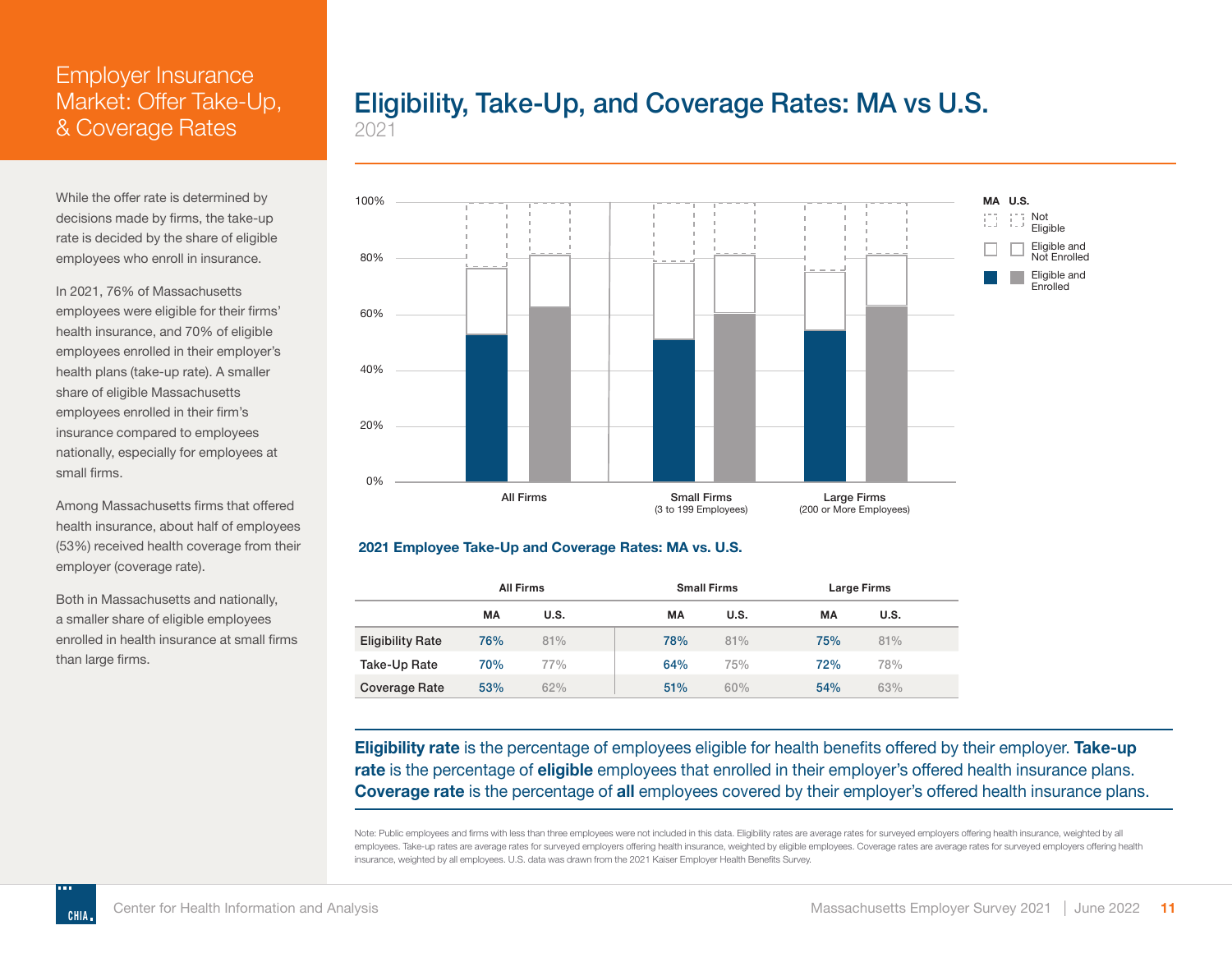# Employer Insurance Market: Offer Take-Up, & Coverage Rates

While the offer rate is determined by decisions made by firms, the take-up rate is decided by the share of eligible employees who enroll in insurance.

In 2021, 76% of Massachusetts employees were eligible for their firms' health insurance, and 70% of eligible employees enrolled in their employer's health plans (take-up rate). A smaller share of eligible Massachusetts employees enrolled in their firm's insurance compared to employees nationally, especially for employees at small firms.

Among Massachusetts firms that offered health insurance, about half of employees (53%) received health coverage from their employer (coverage rate).

Both in Massachusetts and nationally, a smaller share of eligible employees enrolled in health insurance at small firms than large firms.

## Eligibility, Take-Up, and Coverage Rates: MA vs U.S.

2021

### 2021 Employee Take-Up and Coverage Rates: MA vs. U.S.

| | All Firms | | Small Firms | | Large Firms | |
|---|---|---|---|---|---|---|
| | MA | U.S. | MA | U.S. | MA | U.S. |
| Eligibility Rate | 76% | 81% | 78% | 81% | 75% | 81% |
| Take-Up Rate | 70% | 77% | 64% | 75% | 72% | 78% |
| Coverage Rate | 53% | 62% | 51% | 60% | 54% | 63% |

**Eligibility rate** is the percentage of employees eligible for health benefits offered by their employer. **Take-up rate** is the percentage of **eligible** employees that enrolled in their employer's offered health insurance plans. **Coverage rate** is the percentage of **all** employees covered by their employer's offered health insurance plans.

Note: Public employees and firms with less than three employees were not included in this data. Eligibility rates are average rates for surveyed employers offering health insurance, weighted by all employees. Take-up rates are average rates for surveyed employers offering health insurance, weighted by eligible employees. Coverage rates are average rates for surveyed employers offering health insurance, weighted by all employees. U.S. data was drawn from the 2021 Kaiser Employer Health Benefits Survey.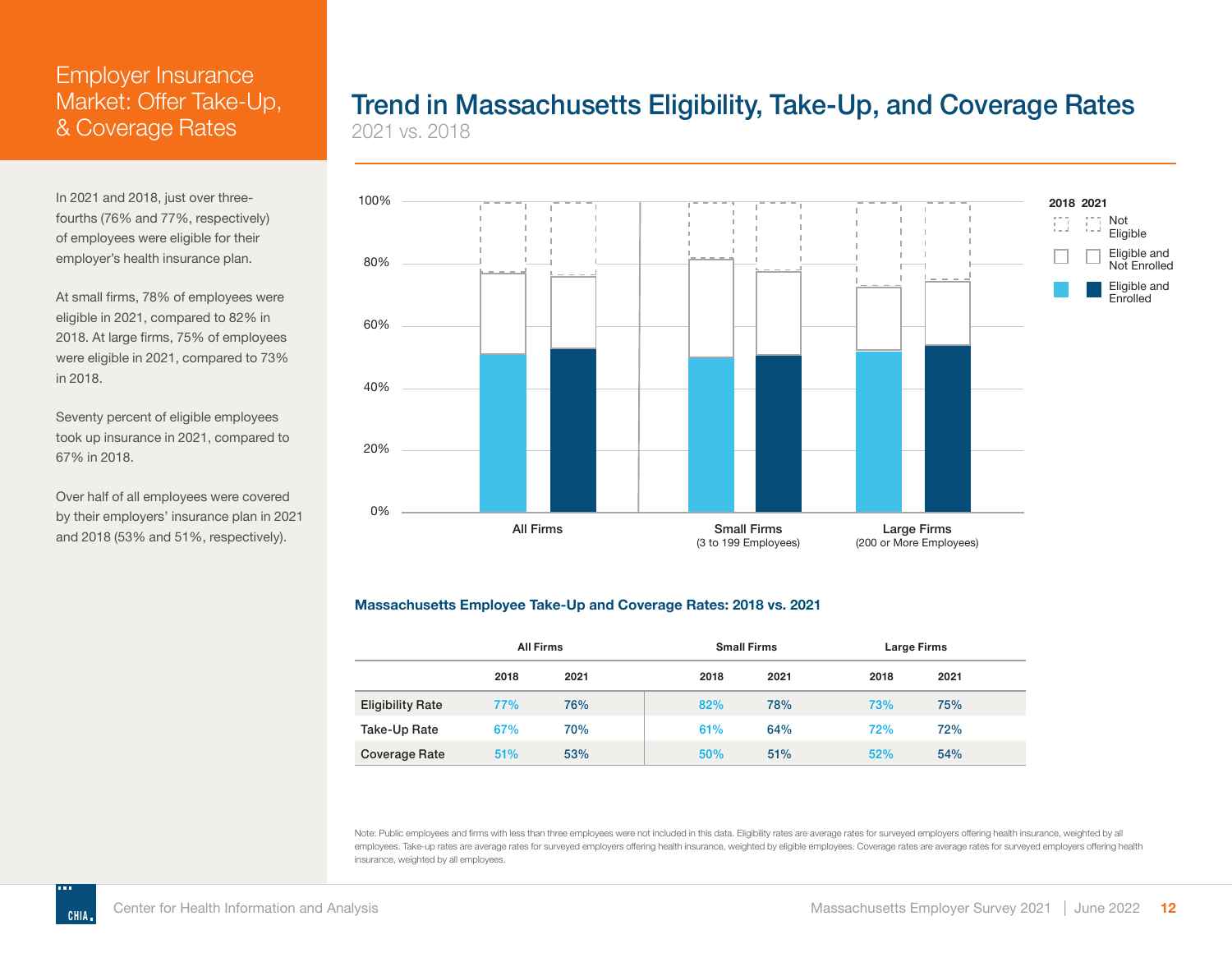# Employer Insurance Market: Offer Take-Up, & Coverage Rates

In 2021 and 2018, just over three-fourths (76% and 77%, respectively) of employees were eligible for their employer's health insurance plan.

At small firms, 78% of employees were eligible in 2021, compared to 82% in 2018. At large firms, 75% of employees were eligible in 2021, compared to 73% in 2018.

Seventy percent of eligible employees took up insurance in 2021, compared to 67% in 2018.

Over half of all employees were covered by their employers' insurance plan in 2021 and 2018 (53% and 51%, respectively).

## Trend in Massachusetts Eligibility, Take-Up, and Coverage Rates

2021 vs. 2018

### Massachusetts Employee Take-Up and Coverage Rates: 2018 vs. 2021

| | All Firms | | Small Firms | | Large Firms | |
|---|---|---|---|---|---|---|
| | 2018 | 2021 | 2018 | 2021 | 2018 | 2021 |
| Eligibility Rate | 77% | 76% | 82% | 78% | 73% | 75% |
| Take-Up Rate | 67% | 70% | 61% | 64% | 72% | 72% |
| Coverage Rate | 51% | 53% | 50% | 51% | 52% | 54% |

Note: Public employees and firms with less than three employees were not included in this data. Eligibility rates are average rates for surveyed employers offering health insurance, weighted by all employees. Take-up rates are average rates for surveyed employers offering health insurance, weighted by eligible employees. Coverage rates are average rates for surveyed employers offering health insurance, weighted by all employees.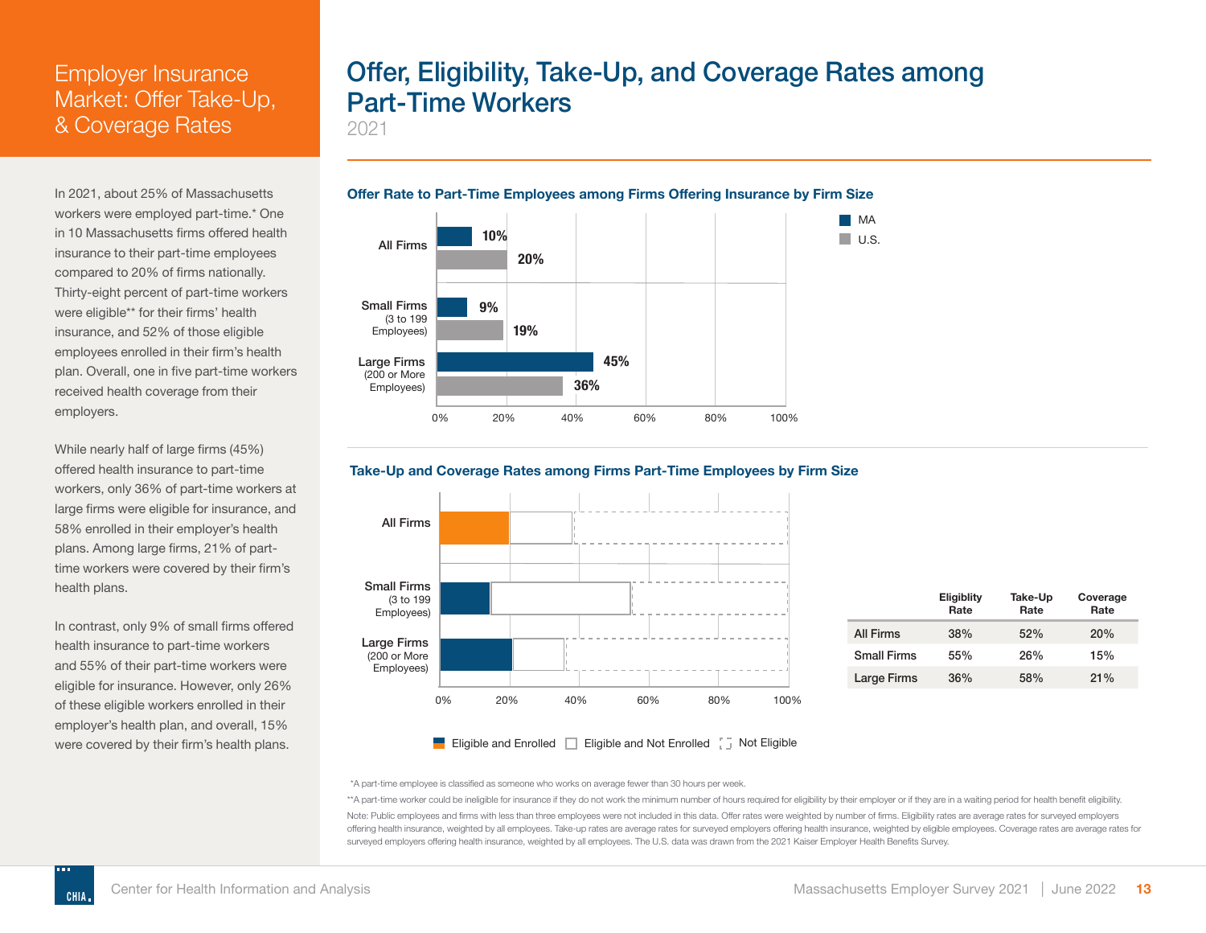# Employer Insurance Market: Offer Take-Up, & Coverage Rates

In 2021, about 25% of Massachusetts workers were employed part-time.* One in 10 Massachusetts firms offered health insurance to their part-time employees compared to 20% of firms nationally. Thirty-eight percent of part-time workers were eligible** for their firms' health insurance, and 52% of those eligible employees enrolled in their firm's health plan. Overall, one in five part-time workers received health coverage from their employers.

While nearly half of large firms (45%) offered health insurance to part-time workers, only 36% of part-time workers at large firms were eligible for insurance, and 58% enrolled in their employer's health plans. Among large firms, 21% of part-time workers were covered by their firm's health plans.

In contrast, only 9% of small firms offered health insurance to part-time workers and 55% of their part-time workers were eligible for insurance. However, only 26% of these eligible workers enrolled in their employer's health plan, and overall, 15% were covered by their firm's health plans.

## Offer, Eligibility, Take-Up, and Coverage Rates among Part-Time Workers

2021

### Offer Rate to Part-Time Employees among Firms Offering Insurance by Firm Size

| | MA | U.S. |
|---|---|---|
| All Firms | 10% | 20% |
| Small Firms (3 to 199 Employees) | 9% | 19% |
| Large Firms (200 or More Employees) | 45% | 36% |

### Take-Up and Coverage Rates among Firms Part-Time Employees by Firm Size

Legend: Eligible and Enrolled; Eligible and Not Enrolled; Not Eligible

| | Eligiblity Rate | Take-Up Rate | Coverage Rate |
|---|---|---|---|
| All Firms | 38% | 52% | 20% |
| Small Firms | 55% | 26% | 15% |
| Large Firms | 36% | 58% | 21% |

*A part-time employee is classified as someone who works on average fewer than 30 hours per week.

**A part-time worker could be ineligible for insurance if they do not work the minimum number of hours required for eligibility by their employer or if they are in a waiting period for health benefit eligibility.

Note: Public employees and firms with less than three employees were not included in this data. Offer rates were weighted by number of firms. Eligibility rates are average rates for surveyed employers offering health insurance, weighted by all employees. Take-up rates are average rates for surveyed employers offering health insurance, weighted by eligible employees. Coverage rates are average rates for surveyed employers offering health insurance, weighted by all employees. The U.S. data was drawn from the 2021 Kaiser Employer Health Benefits Survey.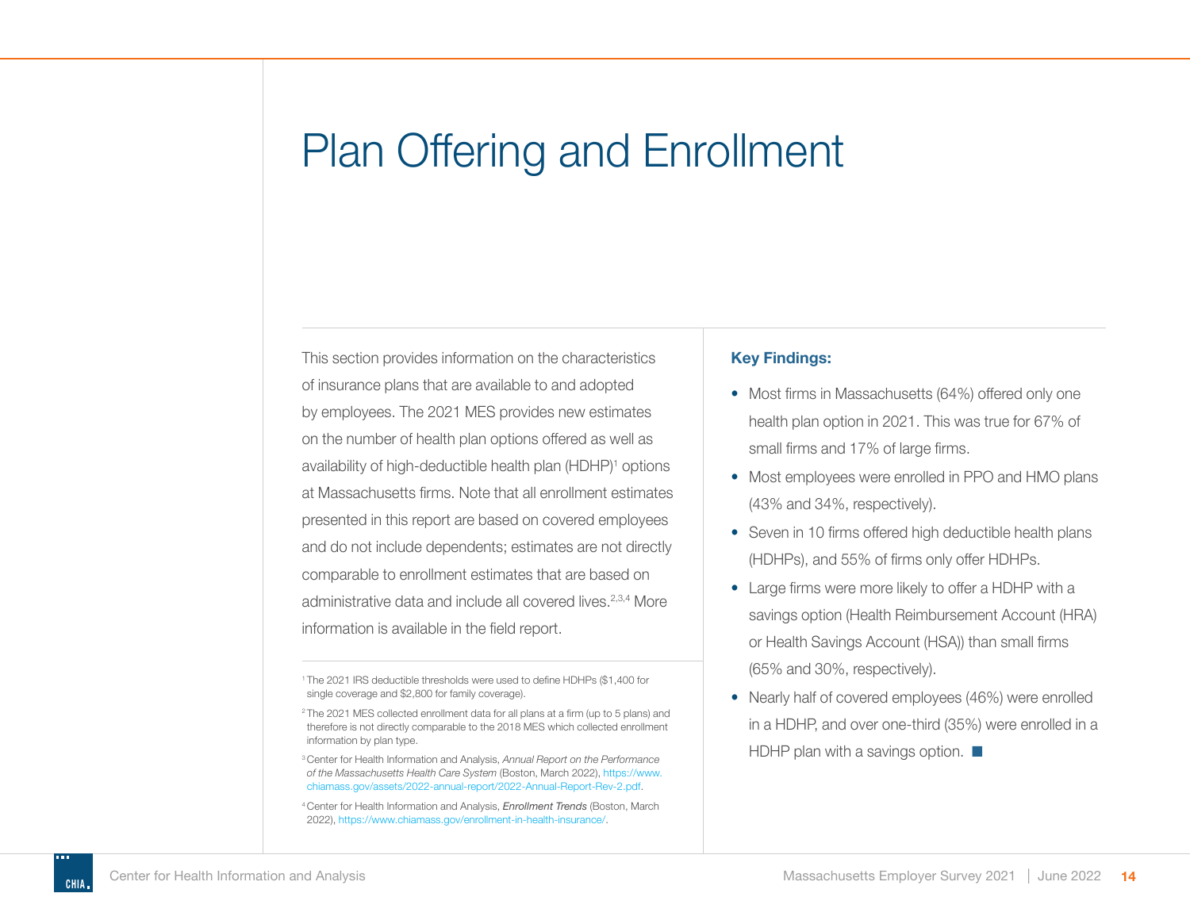# Plan Offering and Enrollment

This section provides information on the characteristics of insurance plans that are available to and adopted by employees. The 2021 MES provides new estimates on the number of health plan options offered as well as availability of high-deductible health plan (HDHP)[1] options at Massachusetts firms. Note that all enrollment estimates presented in this report are based on covered employees and do not include dependents; estimates are not directly comparable to enrollment estimates that are based on administrative data and include all covered lives.[2,3,4] More information is available in the field report.

[1] The 2021 IRS deductible thresholds were used to define HDHPs ($1,400 for single coverage and $2,800 for family coverage).

[2] The 2021 MES collected enrollment data for all plans at a firm (up to 5 plans) and therefore is not directly comparable to the 2018 MES which collected enrollment information by plan type.

[3] Center for Health Information and Analysis, *Annual Report on the Performance of the Massachusetts Health Care System* (Boston, March 2022), https://www.chiamass.gov/assets/2022-annual-report/2022-Annual-Report-Rev-2.pdf.

[4] Center for Health Information and Analysis, *Enrollment Trends* (Boston, March 2022), https://www.chiamass.gov/enrollment-in-health-insurance/.

**Key Findings:**

- Most firms in Massachusetts (64%) offered only one health plan option in 2021. This was true for 67% of small firms and 17% of large firms.
- Most employees were enrolled in PPO and HMO plans (43% and 34%, respectively).
- Seven in 10 firms offered high deductible health plans (HDHPs), and 55% of firms only offer HDHPs.
- Large firms were more likely to offer a HDHP with a savings option (Health Reimbursement Account (HRA) or Health Savings Account (HSA)) than small firms (65% and 30%, respectively).
- Nearly half of covered employees (46%) were enrolled in a HDHP, and over one-third (35%) were enrolled in a HDHP plan with a savings option. ■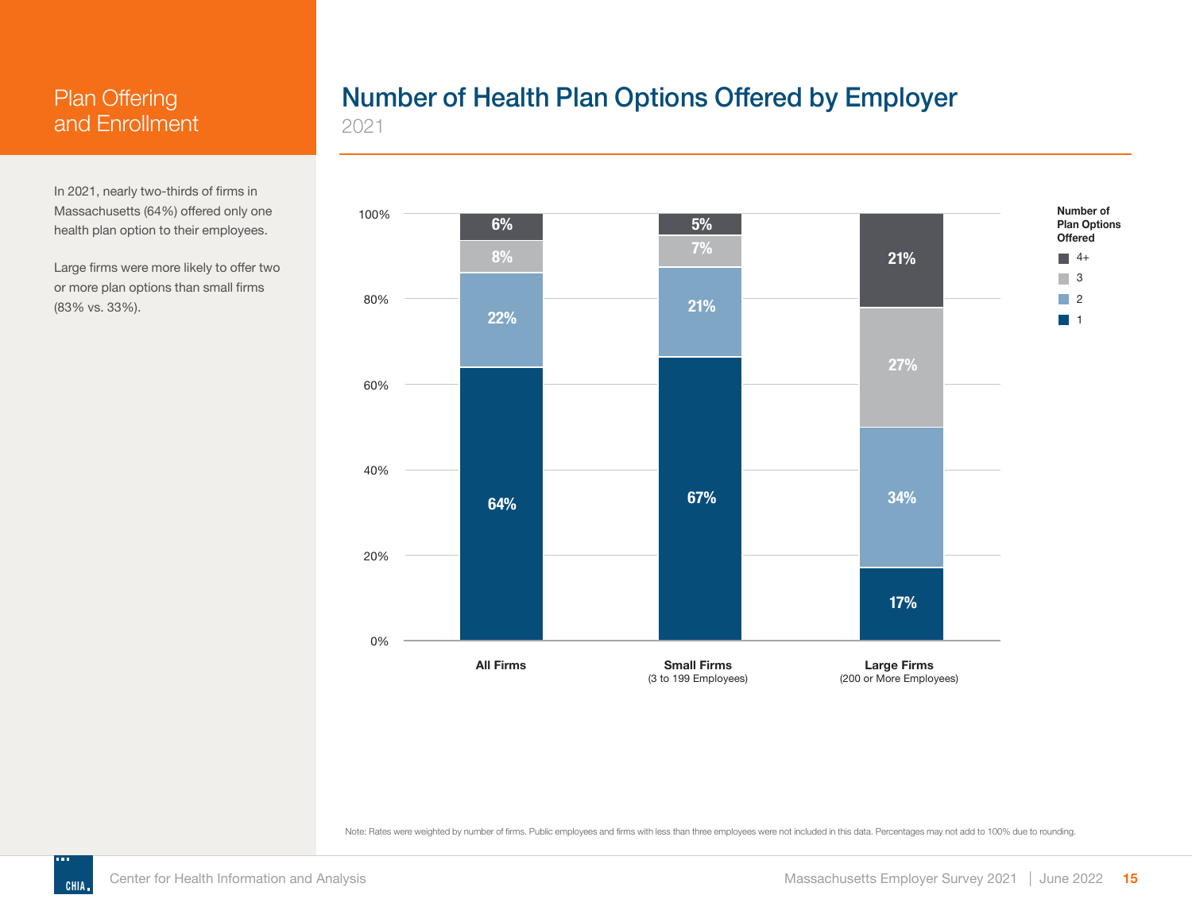# Plan Offering and Enrollment

In 2021, nearly two-thirds of firms in Massachusetts (64%) offered only one health plan option to their employees.

Large firms were more likely to offer two or more plan options than small firms (83% vs. 33%).

## Number of Health Plan Options Offered by Employer

2021

| Number of Plan Options Offered | All Firms | Small Firms (3 to 199 Employees) | Large Firms (200 or More Employees) |
|---|---|---|---|
| 1 | 64% | 67% | 17% |
| 2 | 22% | 21% | 34% |
| 3 | 8% | 7% | 27% |
| 4+ | 6% | 5% | 21% |

Note: Rates were weighted by number of firms. Public employees and firms with less than three employees were not included in this data. Percentages may not add to 100% due to rounding.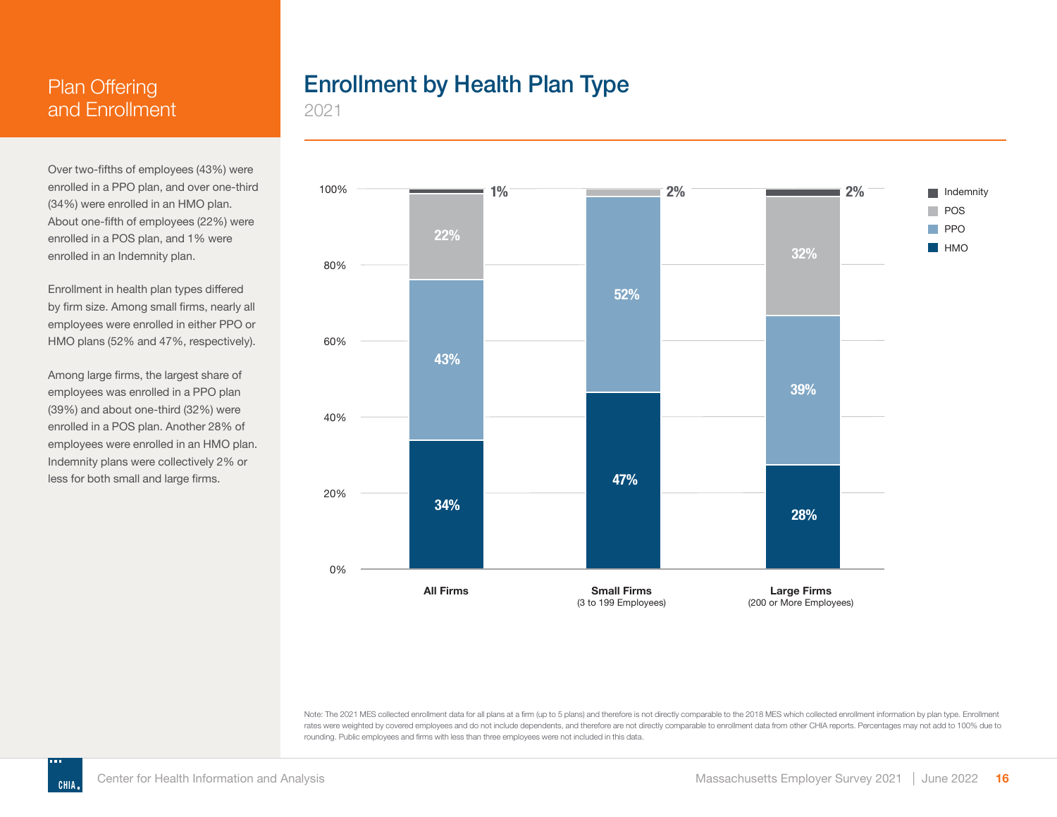## Plan Offering and Enrollment

Over two-fifths of employees (43%) were enrolled in a PPO plan, and over one-third (34%) were enrolled in an HMO plan. About one-fifth of employees (22%) were enrolled in a POS plan, and 1% were enrolled in an Indemnity plan.

Enrollment in health plan types differed by firm size. Among small firms, nearly all employees were enrolled in either PPO or HMO plans (52% and 47%, respectively).

Among large firms, the largest share of employees was enrolled in a PPO plan (39%) and about one-third (32%) were enrolled in a POS plan. Another 28% of employees were enrolled in an HMO plan. Indemnity plans were collectively 2% or less for both small and large firms.

# Enrollment by Health Plan Type

2021

| | All Firms | Small Firms (3 to 199 Employees) | Large Firms (200 or More Employees) |
|---|---|---|---|
| Indemnity | 1% | | 2% |
| POS | 22% | 2% | 32% |
| PPO | 43% | 52% | 39% |
| HMO | 34% | 47% | 28% |

Note: The 2021 MES collected enrollment data for all plans at a firm (up to 5 plans) and therefore is not directly comparable to the 2018 MES which collected enrollment information by plan type. Enrollment rates were weighted by covered employees and do not include dependents, and therefore are not directly comparable to enrollment data from other CHIA reports. Percentages may not add to 100% due to rounding. Public employees and firms with less than three employees were not included in this data.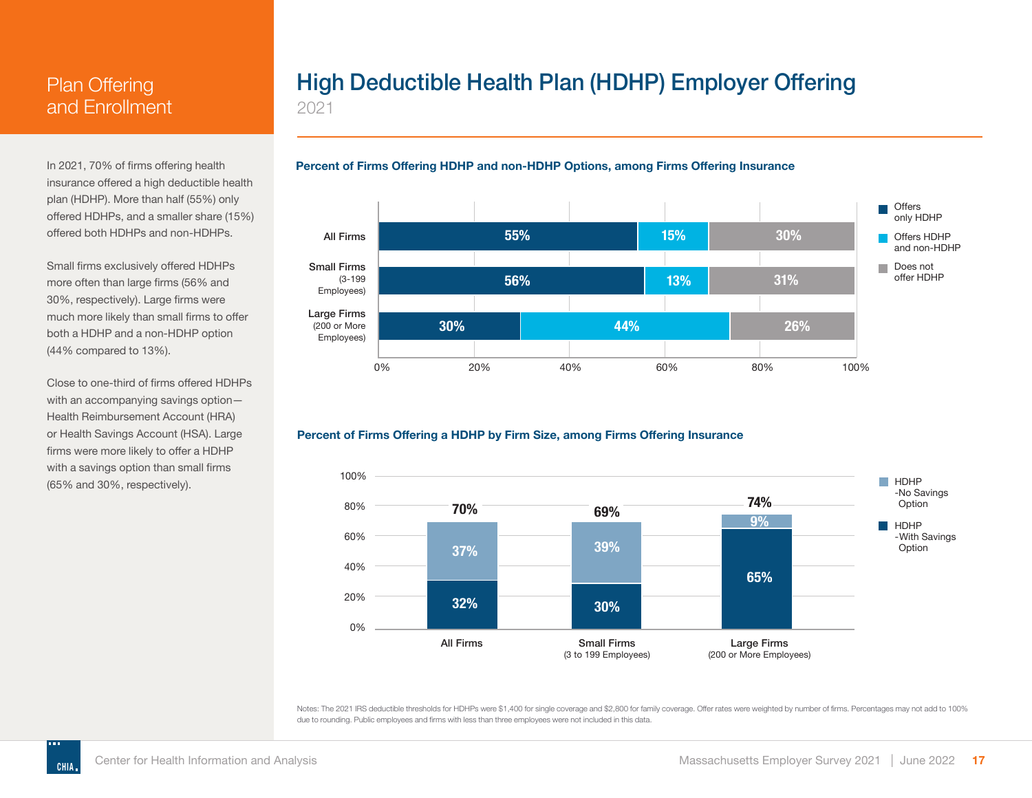# Plan Offering and Enrollment

In 2021, 70% of firms offering health insurance offered a high deductible health plan (HDHP). More than half (55%) only offered HDHPs, and a smaller share (15%) offered both HDHPs and non-HDHPs.

Small firms exclusively offered HDHPs more often than large firms (56% and 30%, respectively). Large firms were much more likely than small firms to offer both a HDHP and a non-HDHP option (44% compared to 13%).

Close to one-third of firms offered HDHPs with an accompanying savings option—Health Reimbursement Account (HRA) or Health Savings Account (HSA). Large firms were more likely to offer a HDHP with a savings option than small firms (65% and 30%, respectively).

# High Deductible Health Plan (HDHP) Employer Offering

2021

### Percent of Firms Offering HDHP and non-HDHP Options, among Firms Offering Insurance

| | Offers only HDHP | Offers HDHP and non-HDHP | Does not offer HDHP |
|---|---|---|---|
| All Firms | 55% | 15% | 30% |
| Small Firms (3-199 Employees) | 56% | 13% | 31% |
| Large Firms (200 or More Employees) | 30% | 44% | 26% |

### Percent of Firms Offering a HDHP by Firm Size, among Firms Offering Insurance

| | HDHP -With Savings Option | HDHP -No Savings Option | Total |
|---|---|---|---|
| All Firms | 32% | 37% | 70% |
| Small Firms (3 to 199 Employees) | 30% | 39% | 69% |
| Large Firms (200 or More Employees) | 65% | 9% | 74% |

Notes: The 2021 IRS deductible thresholds for HDHPs were $1,400 for single coverage and $2,800 for family coverage. Offer rates were weighted by number of firms. Percentages may not add to 100% due to rounding. Public employees and firms with less than three employees were not included in this data.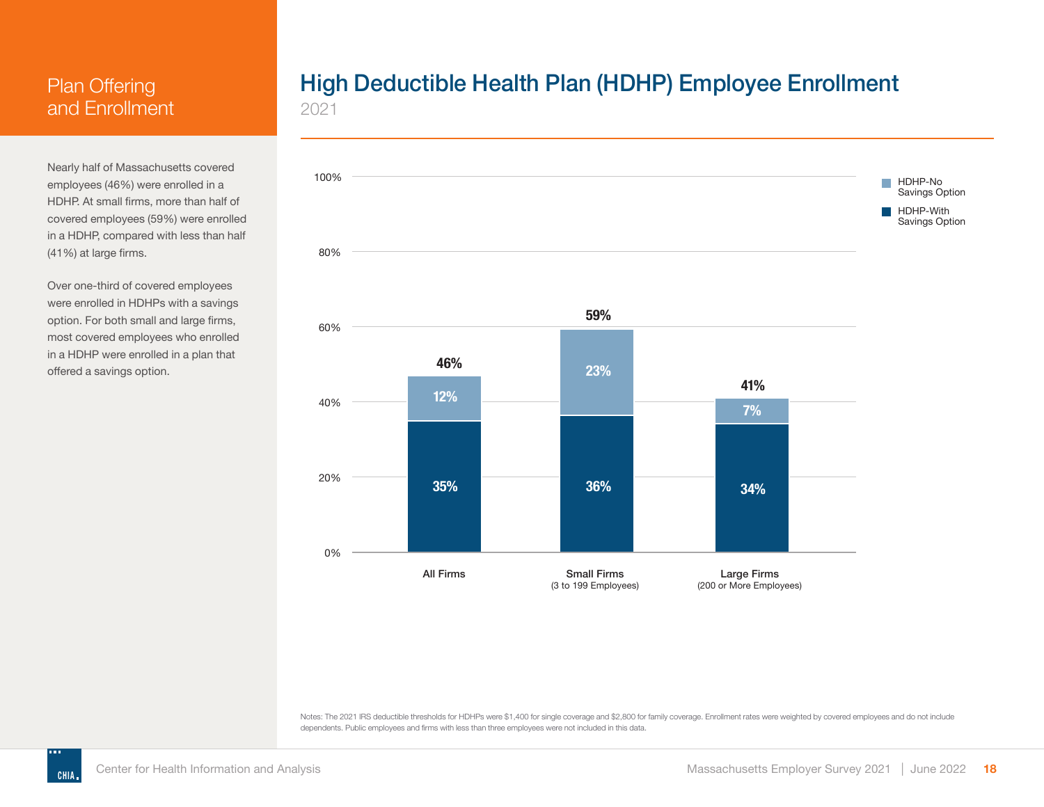## Plan Offering and Enrollment

Nearly half of Massachusetts covered employees (46%) were enrolled in a HDHP. At small firms, more than half of covered employees (59%) were enrolled in a HDHP, compared with less than half (41%) at large firms.

Over one-third of covered employees were enrolled in HDHPs with a savings option. For both small and large firms, most covered employees who enrolled in a HDHP were enrolled in a plan that offered a savings option.

# High Deductible Health Plan (HDHP) Employee Enrollment

2021

| | HDHP-With Savings Option | HDHP-No Savings Option | Total |
|---|---|---|---|
| All Firms | 35% | 12% | 46% |
| Small Firms (3 to 199 Employees) | 36% | 23% | 59% |
| Large Firms (200 or More Employees) | 34% | 7% | 41% |

Notes: The 2021 IRS deductible thresholds for HDHPs were $1,400 for single coverage and $2,800 for family coverage. Enrollment rates were weighted by covered employees and do not include dependents. Public employees and firms with less than three employees were not included in this data.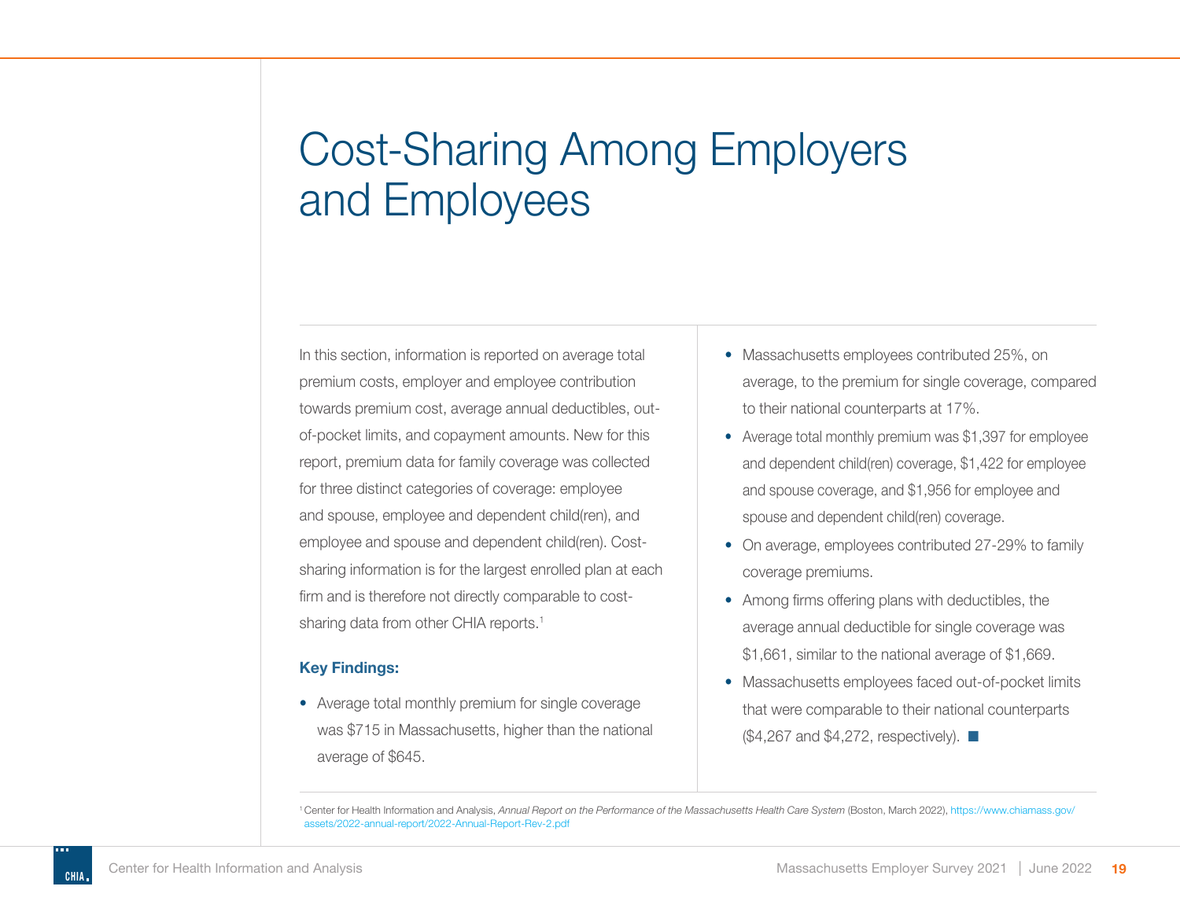# Cost-Sharing Among Employers and Employees

In this section, information is reported on average total premium costs, employer and employee contribution towards premium cost, average annual deductibles, out-of-pocket limits, and copayment amounts. New for this report, premium data for family coverage was collected for three distinct categories of coverage: employee and spouse, employee and dependent child(ren), and employee and spouse and dependent child(ren). Cost-sharing information is for the largest enrolled plan at each firm and is therefore not directly comparable to cost-sharing data from other CHIA reports.[1]

**Key Findings:**

- Average total monthly premium for single coverage was $715 in Massachusetts, higher than the national average of $645.
- Massachusetts employees contributed 25%, on average, to the premium for single coverage, compared to their national counterparts at 17%.
- Average total monthly premium was $1,397 for employee and dependent child(ren) coverage, $1,422 for employee and spouse coverage, and $1,956 for employee and spouse and dependent child(ren) coverage.
- On average, employees contributed 27-29% to family coverage premiums.
- Among firms offering plans with deductibles, the average annual deductible for single coverage was $1,661, similar to the national average of $1,669.
- Massachusetts employees faced out-of-pocket limits that were comparable to their national counterparts ($4,267 and $4,272, respectively).

[1] Center for Health Information and Analysis, *Annual Report on the Performance of the Massachusetts Health Care System* (Boston, March 2022), https://www.chiamass.gov/assets/2022-annual-report/2022-Annual-Report-Rev-2.pdf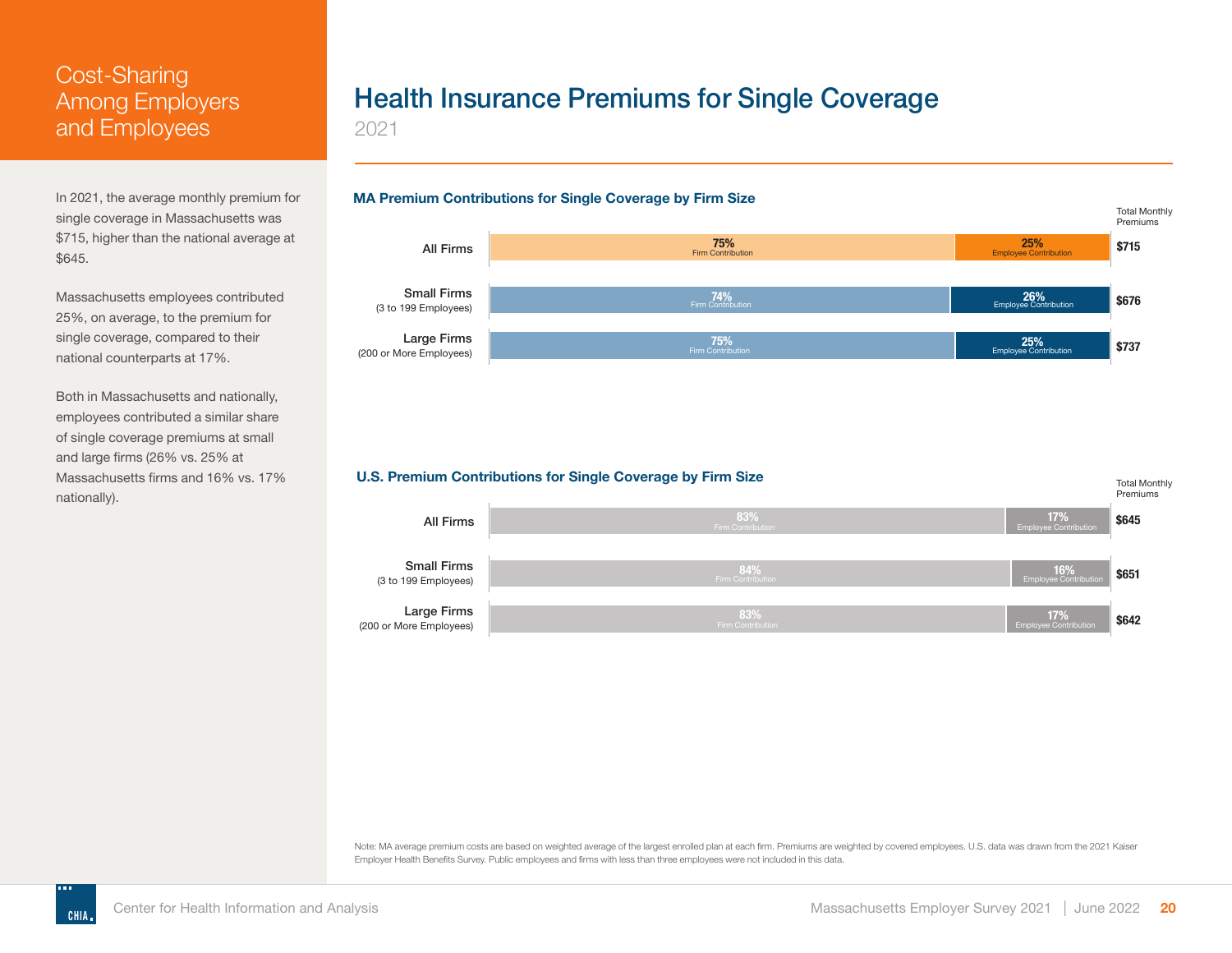# Cost-Sharing Among Employers and Employees

In 2021, the average monthly premium for single coverage in Massachusetts was $715, higher than the national average at $645.

Massachusetts employees contributed 25%, on average, to the premium for single coverage, compared to their national counterparts at 17%.

Both in Massachusetts and nationally, employees contributed a similar share of single coverage premiums at small and large firms (26% vs. 25% at Massachusetts firms and 16% vs. 17% nationally).

## Health Insurance Premiums for Single Coverage

2021

### MA Premium Contributions for Single Coverage by Firm Size

| | Firm Contribution | Employee Contribution | Total Monthly Premiums |
|---|---|---|---|
| All Firms | 75% | 25% | $715 |
| Small Firms (3 to 199 Employees) | 74% | 26% | $676 |
| Large Firms (200 or More Employees) | 75% | 25% | $737 |

### U.S. Premium Contributions for Single Coverage by Firm Size

| | Firm Contribution | Employee Contribution | Total Monthly Premiums |
|---|---|---|---|
| All Firms | 83% | 17% | $645 |
| Small Firms (3 to 199 Employees) | 84% | 16% | $651 |
| Large Firms (200 or More Employees) | 83% | 17% | $642 |

Note: MA average premium costs are based on weighted average of the largest enrolled plan at each firm. Premiums are weighted by covered employees. U.S. data was drawn from the 2021 Kaiser Employer Health Benefits Survey. Public employees and firms with less than three employees were not included in this data.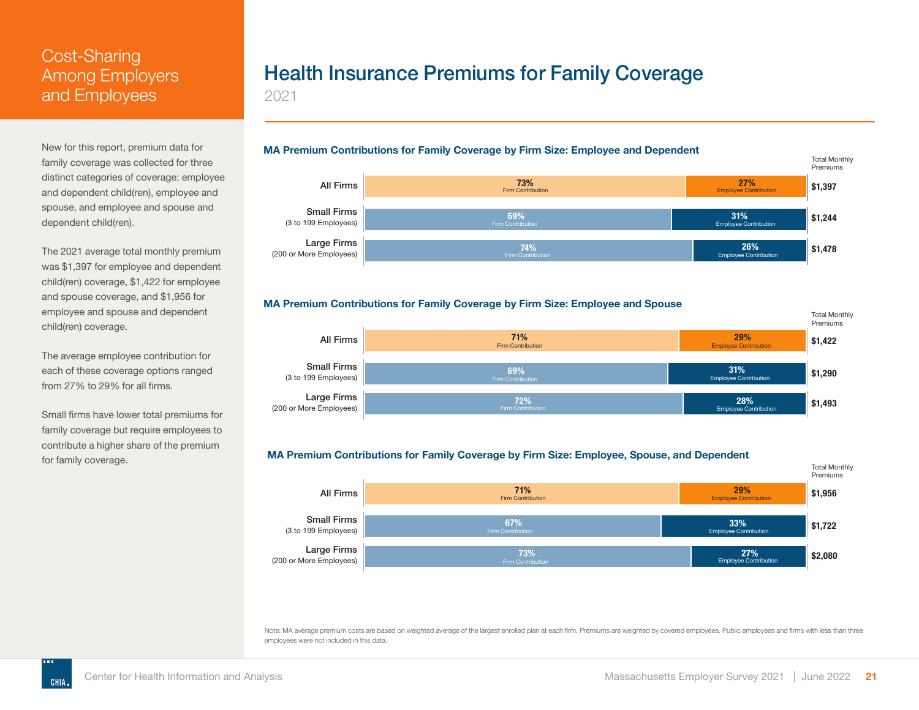## Cost-Sharing Among Employers and Employees

New for this report, premium data for family coverage was collected for three distinct categories of coverage: employee and dependent child(ren), employee and spouse, and employee and spouse and dependent child(ren).

The 2021 average total monthly premium was $1,397 for employee and dependent child(ren) coverage, $1,422 for employee and spouse coverage, and $1,956 for employee and spouse and dependent child(ren) coverage.

The average employee contribution for each of these coverage options ranged from 27% to 29% for all firms.

Small firms have lower total premiums for family coverage but require employees to contribute a higher share of the premium for family coverage.

# Health Insurance Premiums for Family Coverage

2021

### MA Premium Contributions for Family Coverage by Firm Size: Employee and Dependent

| | Firm Contribution | Employee Contribution | Total Monthly Premiums |
|---|---|---|---|
| All Firms | 73% | 27% | $1,397 |
| Small Firms (3 to 199 Employees) | 69% | 31% | $1,244 |
| Large Firms (200 or More Employees) | 74% | 26% | $1,478 |

### MA Premium Contributions for Family Coverage by Firm Size: Employee and Spouse

| | Firm Contribution | Employee Contribution | Total Monthly Premiums |
|---|---|---|---|
| All Firms | 71% | 29% | $1,422 |
| Small Firms (3 to 199 Employees) | 69% | 31% | $1,290 |
| Large Firms (200 or More Employees) | 72% | 28% | $1,493 |

### MA Premium Contributions for Family Coverage by Firm Size: Employee, Spouse, and Dependent

| | Firm Contribution | Employee Contribution | Total Monthly Premiums |
|---|---|---|---|
| All Firms | 71% | 29% | $1,956 |
| Small Firms (3 to 199 Employees) | 67% | 33% | $1,722 |
| Large Firms (200 or More Employees) | 73% | 27% | $2,080 |

Note: MA average premium costs are based on weighted average of the largest enrolled plan at each firm. Premiums are weighted by covered employees. Public employees and firms with less than three employees were not included in this data.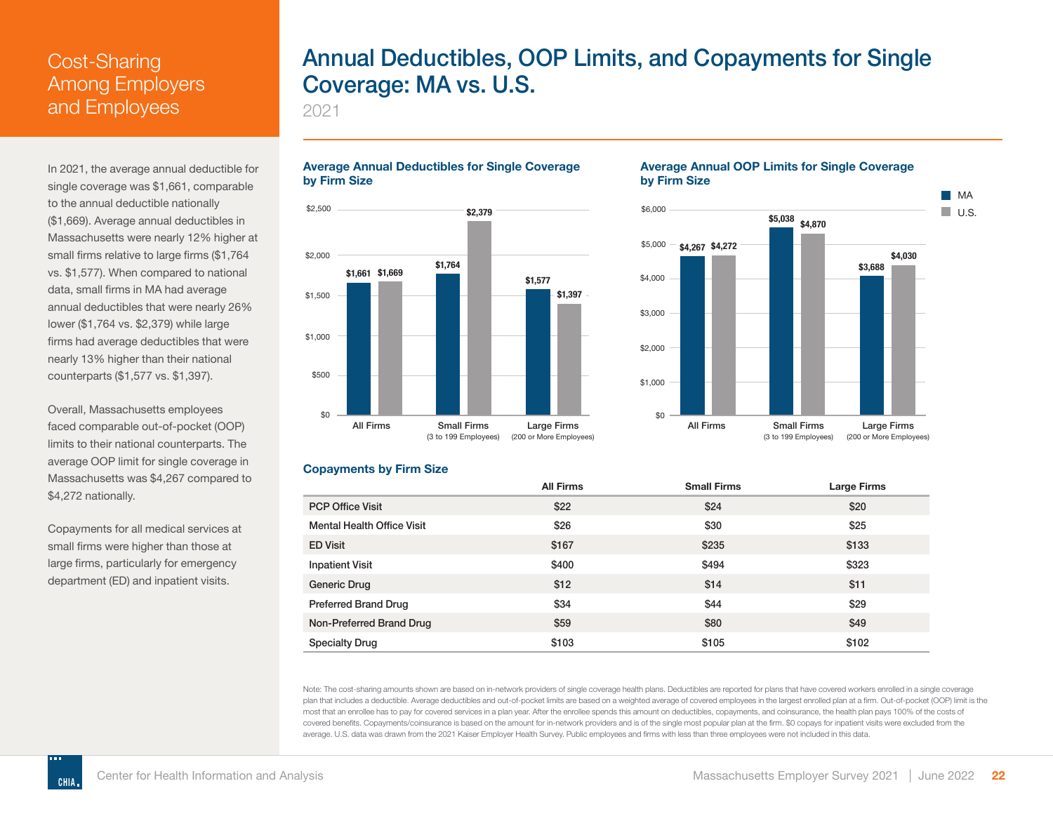# Cost-Sharing Among Employers and Employees

## Annual Deductibles, OOP Limits, and Copayments for Single Coverage: MA vs. U.S.

2021

In 2021, the average annual deductible for single coverage was $1,661, comparable to the annual deductible nationally ($1,669). Average annual deductibles in Massachusetts were nearly 12% higher at small firms relative to large firms ($1,764 vs. $1,577). When compared to national data, small firms in MA had average annual deductibles that were nearly 26% lower ($1,764 vs. $2,379) while large firms had average deductibles that were nearly 13% higher than their national counterparts ($1,577 vs. $1,397).

Overall, Massachusetts employees faced comparable out-of-pocket (OOP) limits to their national counterparts. The average OOP limit for single coverage in Massachusetts was $4,267 compared to $4,272 nationally.

Copayments for all medical services at small firms were higher than those at large firms, particularly for emergency department (ED) and inpatient visits.

### Average Annual Deductibles for Single Coverage by Firm Size

| | MA | U.S. |
|---|---|---|
| All Firms | $1,661 | $1,669 |
| Small Firms (3 to 199 Employees) | $1,764 | $2,379 |
| Large Firms (200 or More Employees) | $1,577 | $1,397 |

### Average Annual OOP Limits for Single Coverage by Firm Size

| | MA | U.S. |
|---|---|---|
| All Firms | $4,267 | $4,272 |
| Small Firms (3 to 199 Employees) | $5,038 | $4,870 |
| Large Firms (200 or More Employees) | $3,688 | $4,030 |

### Copayments by Firm Size

| | All Firms | Small Firms | Large Firms |
|---|---|---|---|
| PCP Office Visit | $22 | $24 | $20 |
| Mental Health Office Visit | $26 | $30 | $25 |
| ED Visit | $167 | $235 | $133 |
| Inpatient Visit | $400 | $494 | $323 |
| Generic Drug | $12 | $14 | $11 |
| Preferred Brand Drug | $34 | $44 | $29 |
| Non-Preferred Brand Drug | $59 | $80 | $49 |
| Specialty Drug | $103 | $105 | $102 |

Note: The cost-sharing amounts shown are based on in-network providers of single coverage health plans. Deductibles are reported for plans that have covered workers enrolled in a single coverage plan that includes a deductible. Average deductibles and out-of-pocket limits are based on a weighted average of covered employees in the largest enrolled plan at a firm. Out-of-pocket (OOP) limit is the most that an enrollee has to pay for covered services in a plan year. After the enrollee spends this amount on deductibles, copayments, and coinsurance, the health plan pays 100% of the costs of covered benefits. Copayments/coinsurance is based on the amount for in-network providers and is of the single most popular plan at the firm. $0 copays for inpatient visits were excluded from the average. U.S. data was drawn from the 2021 Kaiser Employer Health Survey. Public employees and firms with less than three employees were not included in this data.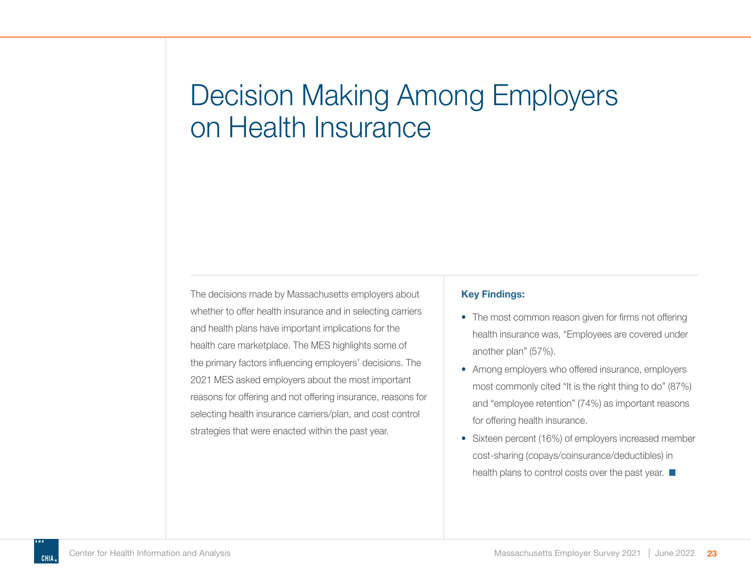# Decision Making Among Employers on Health Insurance

The decisions made by Massachusetts employers about whether to offer health insurance and in selecting carriers and health plans have important implications for the health care marketplace. The MES highlights some of the primary factors influencing employers' decisions. The 2021 MES asked employers about the most important reasons for offering and not offering insurance, reasons for selecting health insurance carriers/plan, and cost control strategies that were enacted within the past year.

**Key Findings:**

- The most common reason given for firms not offering health insurance was, "Employees are covered under another plan" (57%).
- Among employers who offered insurance, employers most commonly cited "It is the right thing to do" (87%) and "employee retention" (74%) as important reasons for offering health insurance.
- Sixteen percent (16%) of employers increased member cost-sharing (copays/coinsurance/deductibles) in health plans to control costs over the past year. ■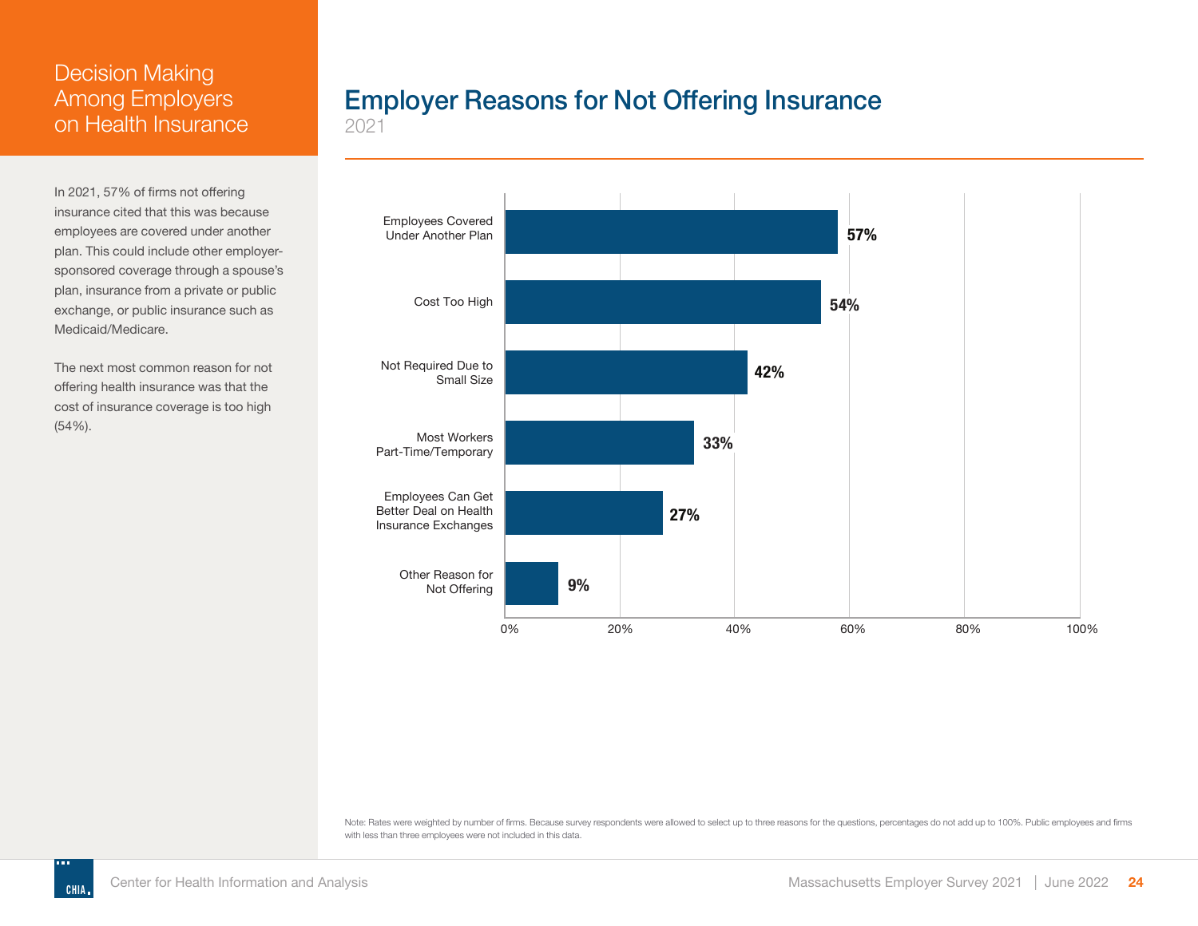# Decision Making Among Employers on Health Insurance

In 2021, 57% of firms not offering insurance cited that this was because employees are covered under another plan. This could include other employer-sponsored coverage through a spouse's plan, insurance from a private or public exchange, or public insurance such as Medicaid/Medicare.

The next most common reason for not offering health insurance was that the cost of insurance coverage is too high (54%).

## Employer Reasons for Not Offering Insurance

2021

| Reason | Percent |
| --- | --- |
| Employees Covered Under Another Plan | 57% |
| Cost Too High | 54% |
| Not Required Due to Small Size | 42% |
| Most Workers Part-Time/Temporary | 33% |
| Employees Can Get Better Deal on Health Insurance Exchanges | 27% |
| Other Reason for Not Offering | 9% |

Note: Rates were weighted by number of firms. Because survey respondents were allowed to select up to three reasons for the questions, percentages do not add up to 100%. Public employees and firms with less than three employees were not included in this data.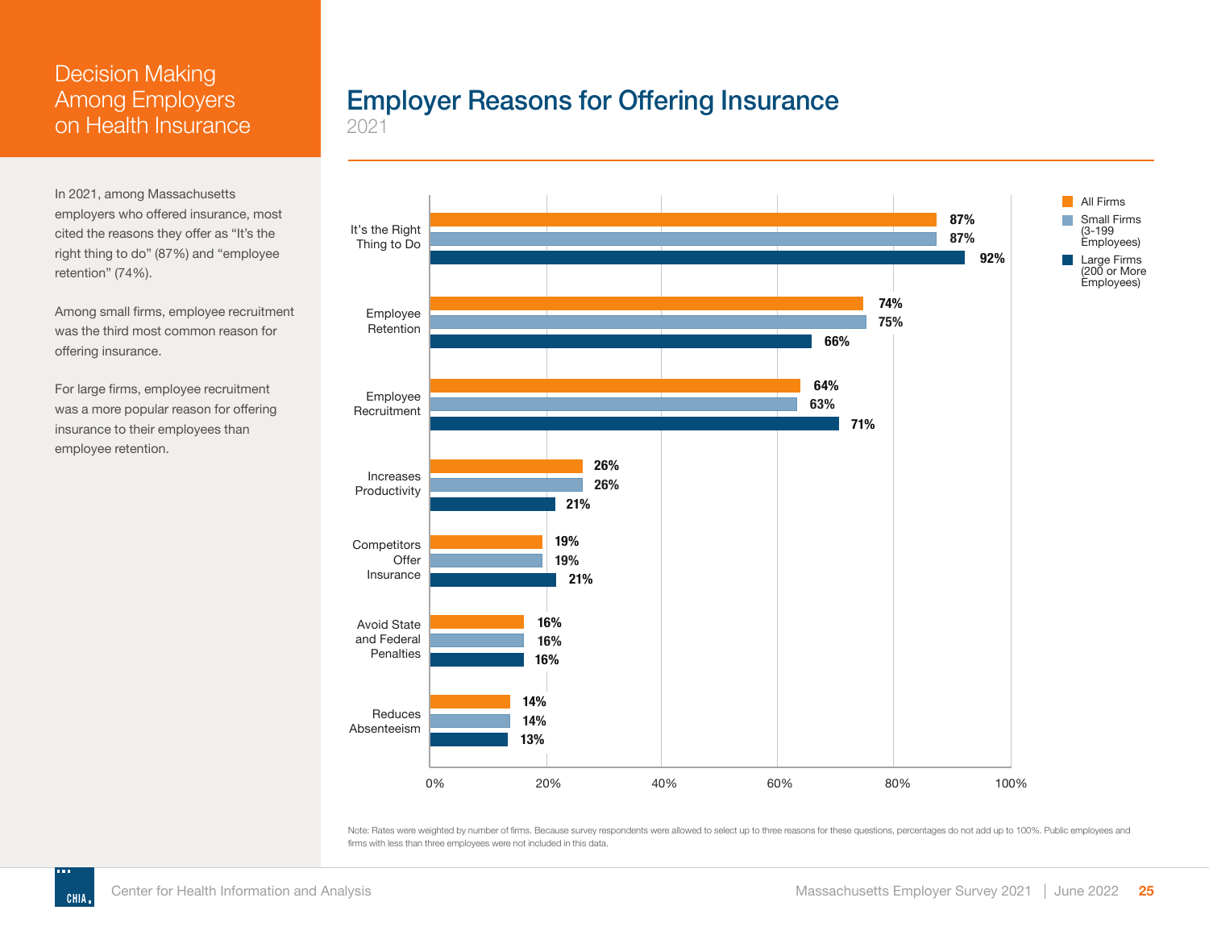# Decision Making Among Employers on Health Insurance

In 2021, among Massachusetts employers who offered insurance, most cited the reasons they offer as "It's the right thing to do" (87%) and "employee retention" (74%).

Among small firms, employee recruitment was the third most common reason for offering insurance.

For large firms, employee recruitment was a more popular reason for offering insurance to their employees than employee retention.

## Employer Reasons for Offering Insurance

2021

| Reason | All Firms | Small Firms (3-199 Employees) | Large Firms (200 or More Employees) |
|---|---|---|---|
| It's the Right Thing to Do | 87% | 87% | 92% |
| Employee Retention | 74% | 75% | 66% |
| Employee Recruitment | 64% | 63% | 71% |
| Increases Productivity | 26% | 26% | 21% |
| Competitors Offer Insurance | 19% | 19% | 21% |
| Avoid State and Federal Penalties | 16% | 16% | 16% |
| Reduces Absenteeism | 14% | 14% | 13% |

Note: Rates were weighted by number of firms. Because survey respondents were allowed to select up to three reasons for these questions, percentages do not add up to 100%. Public employees and firms with less than three employees were not included in this data.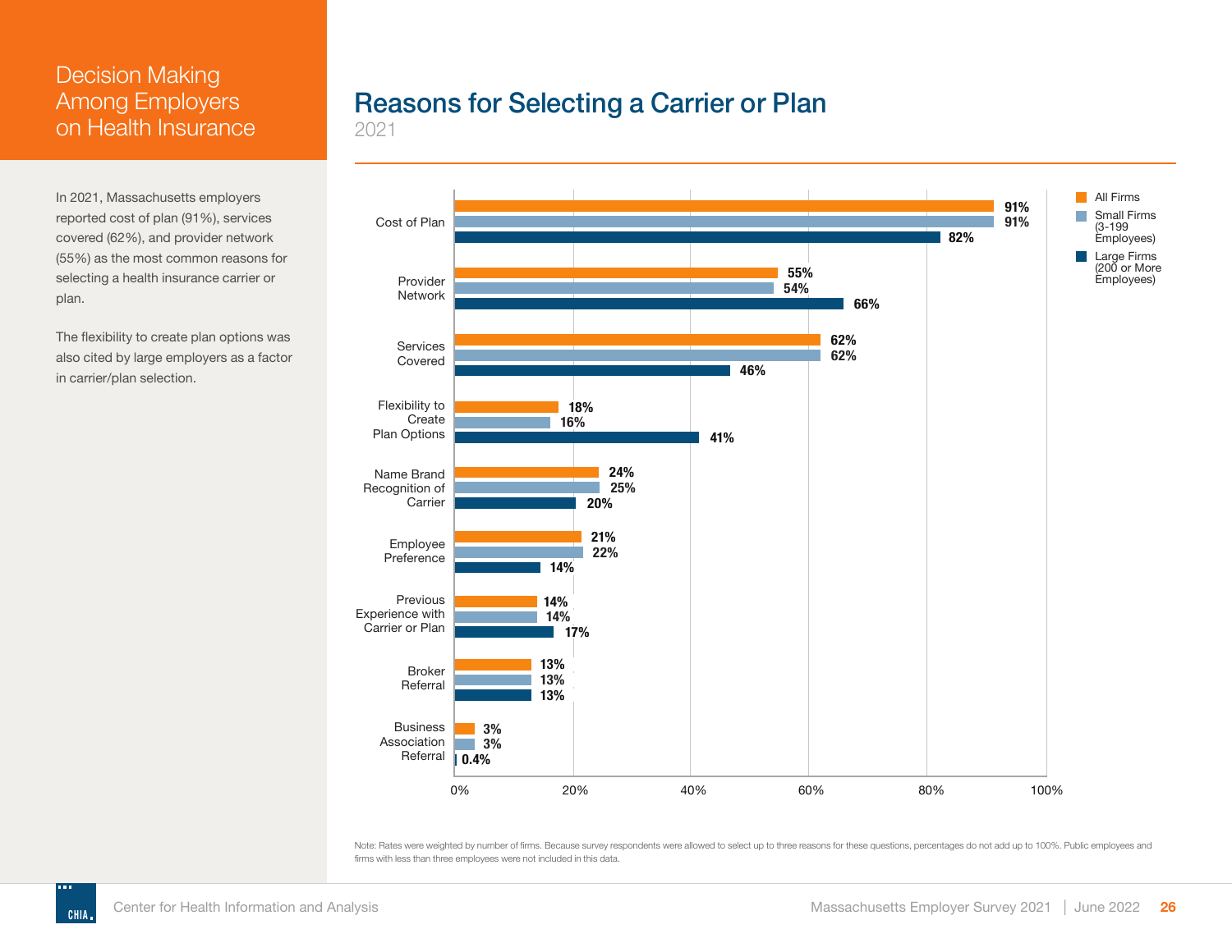# Decision Making Among Employers on Health Insurance

In 2021, Massachusetts employers reported cost of plan (91%), services covered (62%), and provider network (55%) as the most common reasons for selecting a health insurance carrier or plan.

The flexibility to create plan options was also cited by large employers as a factor in carrier/plan selection.

## Reasons for Selecting a Carrier or Plan

2021

| Reason | All Firms | Small Firms (3-199 Employees) | Large Firms (200 or More Employees) |
|---|---|---|---|
| Cost of Plan | 91% | 91% | 82% |
| Provider Network | 55% | 54% | 66% |
| Services Covered | 62% | 62% | 46% |
| Flexibility to Create Plan Options | 18% | 16% | 41% |
| Name Brand Recognition of Carrier | 24% | 25% | 20% |
| Employee Preference | 21% | 22% | 14% |
| Previous Experience with Carrier or Plan | 14% | 14% | 17% |
| Broker Referral | 13% | 13% | 13% |
| Business Association Referral | 3% | 3% | 0.4% |

Note: Rates were weighted by number of firms. Because survey respondents were allowed to select up to three reasons for these questions, percentages do not add up to 100%. Public employees and firms with less than three employees were not included in this data.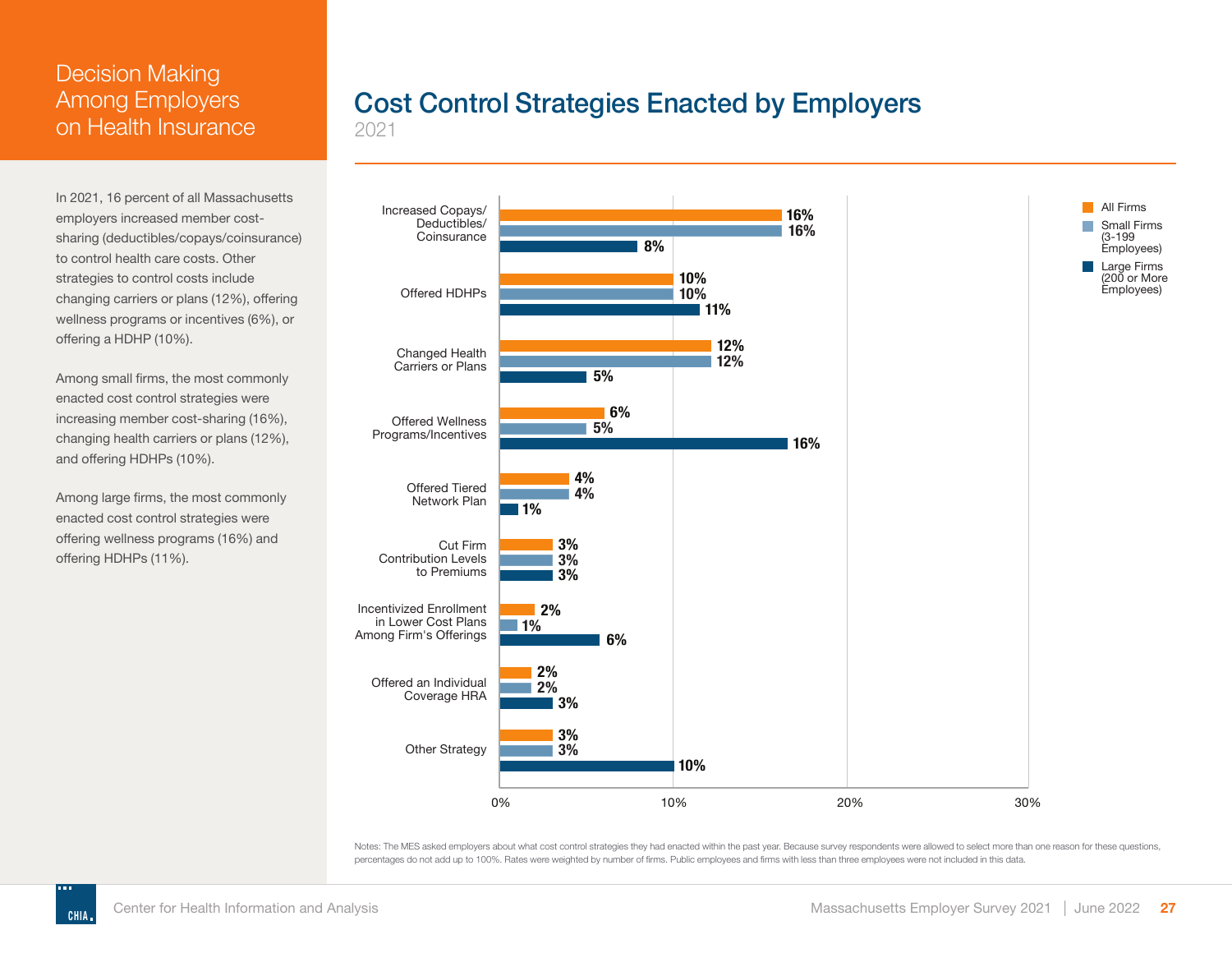# Decision Making Among Employers on Health Insurance

In 2021, 16 percent of all Massachusetts employers increased member cost-sharing (deductibles/copays/coinsurance) to control health care costs. Other strategies to control costs include changing carriers or plans (12%), offering wellness programs or incentives (6%), or offering a HDHP (10%).

Among small firms, the most commonly enacted cost control strategies were increasing member cost-sharing (16%), changing health carriers or plans (12%), and offering HDHPs (10%).

Among large firms, the most commonly enacted cost control strategies were offering wellness programs (16%) and offering HDHPs (11%).

## Cost Control Strategies Enacted by Employers

2021

| Strategy | All Firms | Small Firms (3-199 Employees) | Large Firms (200 or More Employees) |
|---|---|---|---|
| Increased Copays/ Deductibles/ Coinsurance | 16% | 16% | 8% |
| Offered HDHPs | 10% | 10% | 11% |
| Changed Health Carriers or Plans | 12% | 12% | 5% |
| Offered Wellness Programs/Incentives | 6% | 5% | 16% |
| Offered Tiered Network Plan | 4% | 4% | 1% |
| Cut Firm Contribution Levels to Premiums | 3% | 3% | 3% |
| Incentivized Enrollment in Lower Cost Plans Among Firm's Offerings | 2% | 1% | 6% |
| Offered an Individual Coverage HRA | 2% | 2% | 3% |
| Other Strategy | 3% | 3% | 10% |

Notes: The MES asked employers about what cost control strategies they had enacted within the past year. Because survey respondents were allowed to select more than one reason for these questions, percentages do not add up to 100%. Rates were weighted by number of firms. Public employees and firms with less than three employees were not included in this data.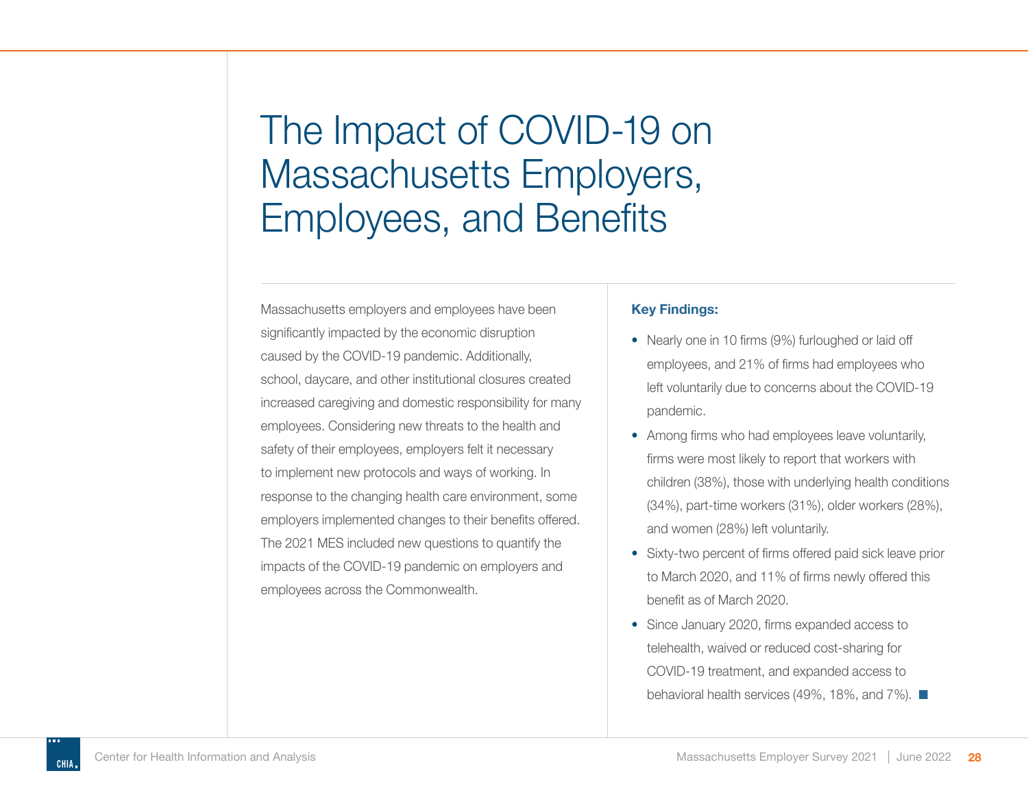# The Impact of COVID-19 on Massachusetts Employers, Employees, and Benefits

Massachusetts employers and employees have been significantly impacted by the economic disruption caused by the COVID-19 pandemic. Additionally, school, daycare, and other institutional closures created increased caregiving and domestic responsibility for many employees. Considering new threats to the health and safety of their employees, employers felt it necessary to implement new protocols and ways of working. In response to the changing health care environment, some employers implemented changes to their benefits offered. The 2021 MES included new questions to quantify the impacts of the COVID-19 pandemic on employers and employees across the Commonwealth.

**Key Findings:**

- Nearly one in 10 firms (9%) furloughed or laid off employees, and 21% of firms had employees who left voluntarily due to concerns about the COVID-19 pandemic.
- Among firms who had employees leave voluntarily, firms were most likely to report that workers with children (38%), those with underlying health conditions (34%), part-time workers (31%), older workers (28%), and women (28%) left voluntarily.
- Sixty-two percent of firms offered paid sick leave prior to March 2020, and 11% of firms newly offered this benefit as of March 2020.
- Since January 2020, firms expanded access to telehealth, waived or reduced cost-sharing for COVID-19 treatment, and expanded access to behavioral health services (49%, 18%, and 7%).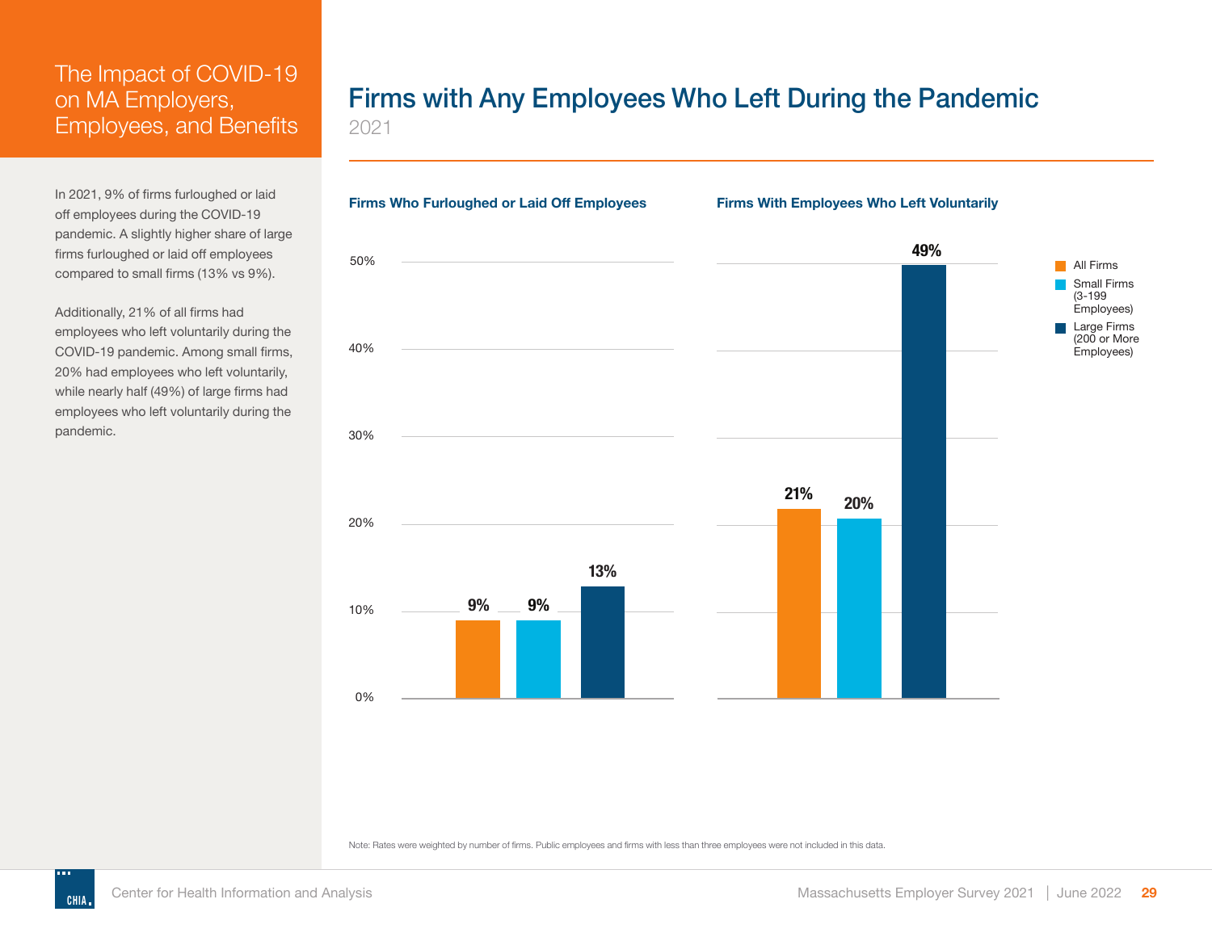The Impact of COVID-19 on MA Employers, Employees, and Benefits

In 2021, 9% of firms furloughed or laid off employees during the COVID-19 pandemic. A slightly higher share of large firms furloughed or laid off employees compared to small firms (13% vs 9%).

Additionally, 21% of all firms had employees who left voluntarily during the COVID-19 pandemic. Among small firms, 20% had employees who left voluntarily, while nearly half (49%) of large firms had employees who left voluntarily during the pandemic.

# Firms with Any Employees Who Left During the Pandemic

2021

### Firms Who Furloughed or Laid Off Employees

| | Percent |
|---|---|
| All Firms | 9% |
| Small Firms (3-199 Employees) | 9% |
| Large Firms (200 or More Employees) | 13% |

### Firms With Employees Who Left Voluntarily

| | Percent |
|---|---|
| All Firms | 21% |
| Small Firms (3-199 Employees) | 20% |
| Large Firms (200 or More Employees) | 49% |

Note: Rates were weighted by number of firms. Public employees and firms with less than three employees were not included in this data.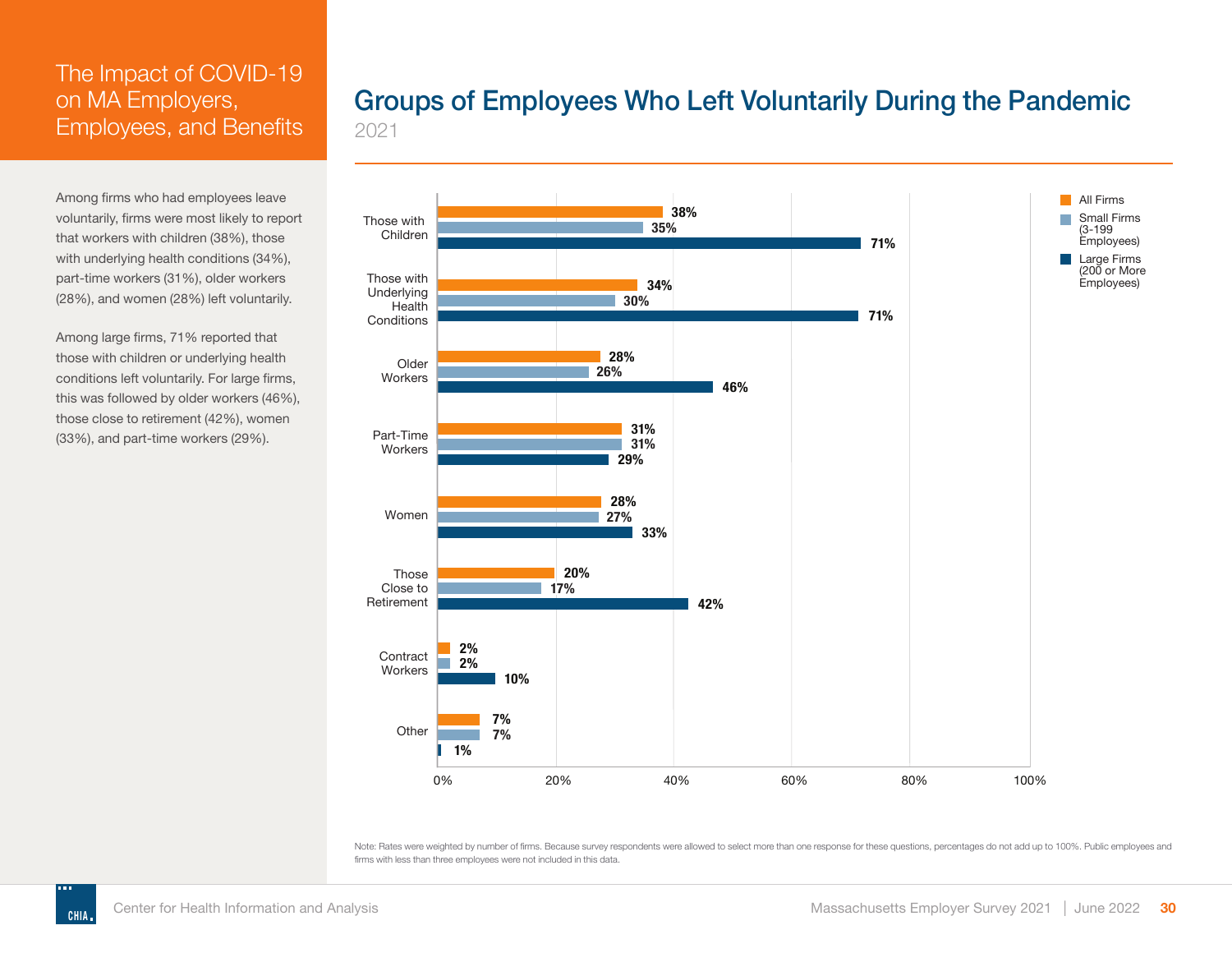## The Impact of COVID-19 on MA Employers, Employees, and Benefits

Among firms who had employees leave voluntarily, firms were most likely to report that workers with children (38%), those with underlying health conditions (34%), part-time workers (31%), older workers (28%), and women (28%) left voluntarily.

Among large firms, 71% reported that those with children or underlying health conditions left voluntarily. For large firms, this was followed by older workers (46%), those close to retirement (42%), women (33%), and part-time workers (29%).

# Groups of Employees Who Left Voluntarily During the Pandemic

2021

| | All Firms | Small Firms (3-199 Employees) | Large Firms (200 or More Employees) |
|---|---|---|---|
| Those with Children | 38% | 35% | 71% |
| Those with Underlying Health Conditions | 34% | 30% | 71% |
| Older Workers | 28% | 26% | 46% |
| Part-Time Workers | 31% | 31% | 29% |
| Women | 28% | 27% | 33% |
| Those Close to Retirement | 20% | 17% | 42% |
| Contract Workers | 2% | 2% | 10% |
| Other | 7% | 7% | 1% |

Note: Rates were weighted by number of firms. Because survey respondents were allowed to select more than one response for these questions, percentages do not add up to 100%. Public employees and firms with less than three employees were not included in this data.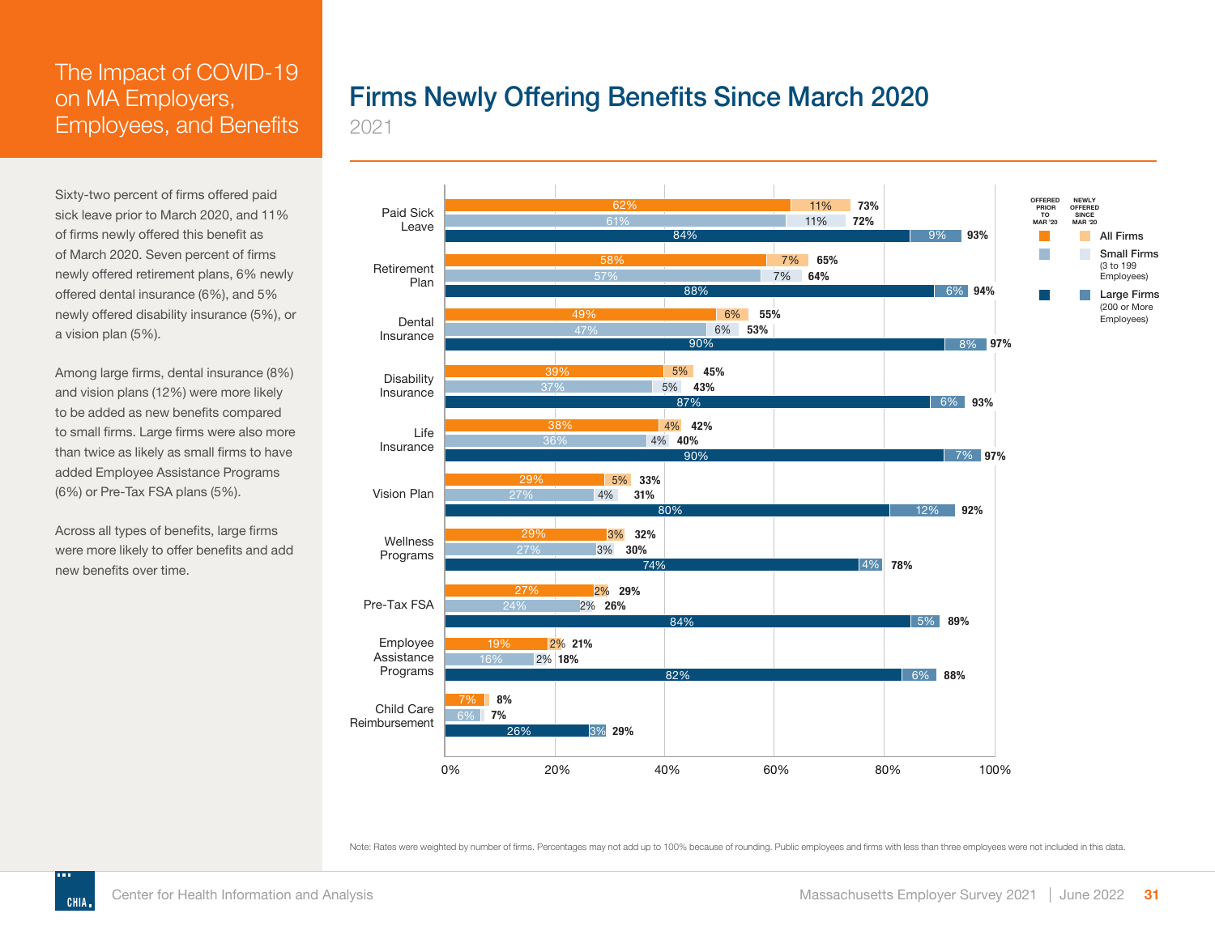# The Impact of COVID-19 on MA Employers, Employees, and Benefits

Sixty-two percent of firms offered paid sick leave prior to March 2020, and 11% of firms newly offered this benefit as of March 2020. Seven percent of firms newly offered retirement plans, 6% newly offered dental insurance (6%), and 5% newly offered disability insurance (5%), or a vision plan (5%).

Among large firms, dental insurance (8%) and vision plans (12%) were more likely to be added as new benefits compared to small firms. Large firms were also more than twice as likely as small firms to have added Employee Assistance Programs (6%) or Pre-Tax FSA plans (5%).

Across all types of benefits, large firms were more likely to offer benefits and add new benefits over time.

## Firms Newly Offering Benefits Since March 2020

2021

| Benefit | Firm Size | Offered Prior to Mar '20 | Newly Offered Since Mar '20 | Total |
|---|---|---|---|---|
| Paid Sick Leave | All Firms | 62% | 11% | 73% |
| | Small Firms | 61% | 11% | 72% |
| | Large Firms | 84% | 9% | 93% |
| Retirement Plan | All Firms | 58% | 7% | 65% |
| | Small Firms | 57% | 7% | 64% |
| | Large Firms | 88% | 6% | 94% |
| Dental Insurance | All Firms | 49% | 6% | 55% |
| | Small Firms | 47% | 6% | 53% |
| | Large Firms | 90% | 8% | 97% |
| Disability Insurance | All Firms | 39% | 5% | 45% |
| | Small Firms | 37% | 5% | 43% |
| | Large Firms | 87% | 6% | 93% |
| Life Insurance | All Firms | 38% | 4% | 42% |
| | Small Firms | 36% | 4% | 40% |
| | Large Firms | 90% | 7% | 97% |
| Vision Plan | All Firms | 29% | 5% | 33% |
| | Small Firms | 27% | 4% | 31% |
| | Large Firms | 80% | 12% | 92% |
| Wellness Programs | All Firms | 29% | 3% | 32% |
| | Small Firms | 27% | 3% | 30% |
| | Large Firms | 74% | 4% | 78% |
| Pre-Tax FSA | All Firms | 27% | 2% | 29% |
| | Small Firms | 24% | 2% | 26% |
| | Large Firms | 84% | 5% | 89% |
| Employee Assistance Programs | All Firms | 19% | 2% | 21% |
| | Small Firms | 16% | 2% | 18% |
| | Large Firms | 82% | 6% | 88% |
| Child Care Reimbursement | All Firms | 7% | | 8% |
| | Small Firms | 6% | | 7% |
| | Large Firms | 26% | 3% | 29% |

All Firms; Small Firms (3 to 199 Employees); Large Firms (200 or More Employees)

Note: Rates were weighted by number of firms. Percentages may not add up to 100% because of rounding. Public employees and firms with less than three employees were not included in this data.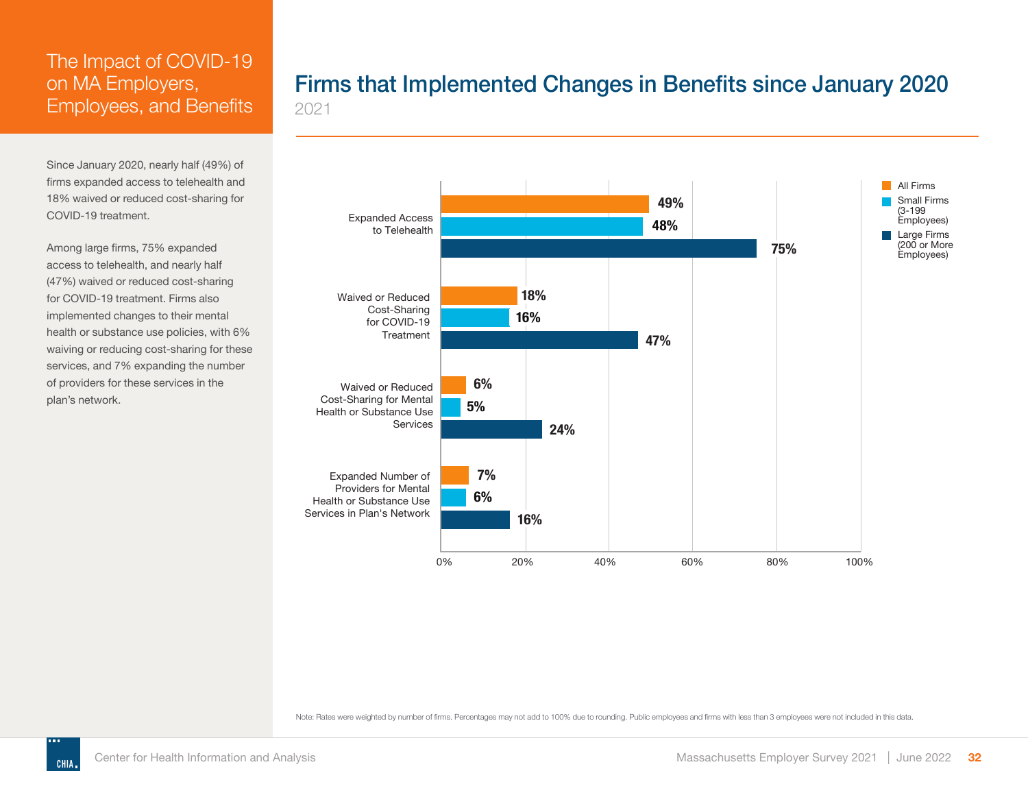# The Impact of COVID-19 on MA Employers, Employees, and Benefits

Since January 2020, nearly half (49%) of firms expanded access to telehealth and 18% waived or reduced cost-sharing for COVID-19 treatment.

Among large firms, 75% expanded access to telehealth, and nearly half (47%) waived or reduced cost-sharing for COVID-19 treatment. Firms also implemented changes to their mental health or substance use policies, with 6% waiving or reducing cost-sharing for these services, and 7% expanding the number of providers for these services in the plan's network.

## Firms that Implemented Changes in Benefits since January 2020

2021

| | All Firms | Small Firms (3-199 Employees) | Large Firms (200 or More Employees) |
|---|---|---|---|
| Expanded Access to Telehealth | 49% | 48% | 75% |
| Waived or Reduced Cost-Sharing for COVID-19 Treatment | 18% | 16% | 47% |
| Waived or Reduced Cost-Sharing for Mental Health or Substance Use Services | 6% | 5% | 24% |
| Expanded Number of Providers for Mental Health or Substance Use Services in Plan's Network | 7% | 6% | 16% |

Note: Rates were weighted by number of firms. Percentages may not add to 100% due to rounding. Public employees and firms with less than 3 employees were not included in this data.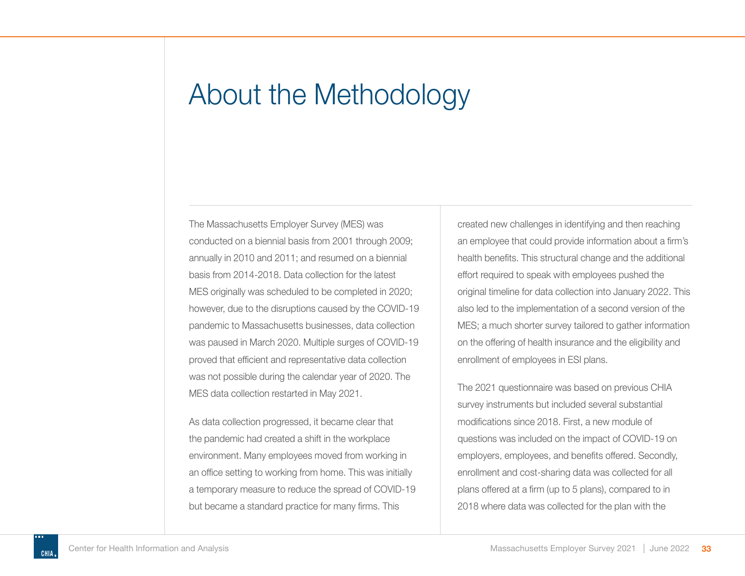# About the Methodology

The Massachusetts Employer Survey (MES) was conducted on a biennial basis from 2001 through 2009; annually in 2010 and 2011; and resumed on a biennial basis from 2014-2018. Data collection for the latest MES originally was scheduled to be completed in 2020; however, due to the disruptions caused by the COVID-19 pandemic to Massachusetts businesses, data collection was paused in March 2020. Multiple surges of COVID-19 proved that efficient and representative data collection was not possible during the calendar year of 2020. The MES data collection restarted in May 2021.

As data collection progressed, it became clear that the pandemic had created a shift in the workplace environment. Many employees moved from working in an office setting to working from home. This was initially a temporary measure to reduce the spread of COVID-19 but became a standard practice for many firms. This created new challenges in identifying and then reaching an employee that could provide information about a firm's health benefits. This structural change and the additional effort required to speak with employees pushed the original timeline for data collection into January 2022. This also led to the implementation of a second version of the MES; a much shorter survey tailored to gather information on the offering of health insurance and the eligibility and enrollment of employees in ESI plans.

The 2021 questionnaire was based on previous CHIA survey instruments but included several substantial modifications since 2018. First, a new module of questions was included on the impact of COVID-19 on employers, employees, and benefits offered. Secondly, enrollment and cost-sharing data was collected for all plans offered at a firm (up to 5 plans), compared to in 2018 where data was collected for the plan with the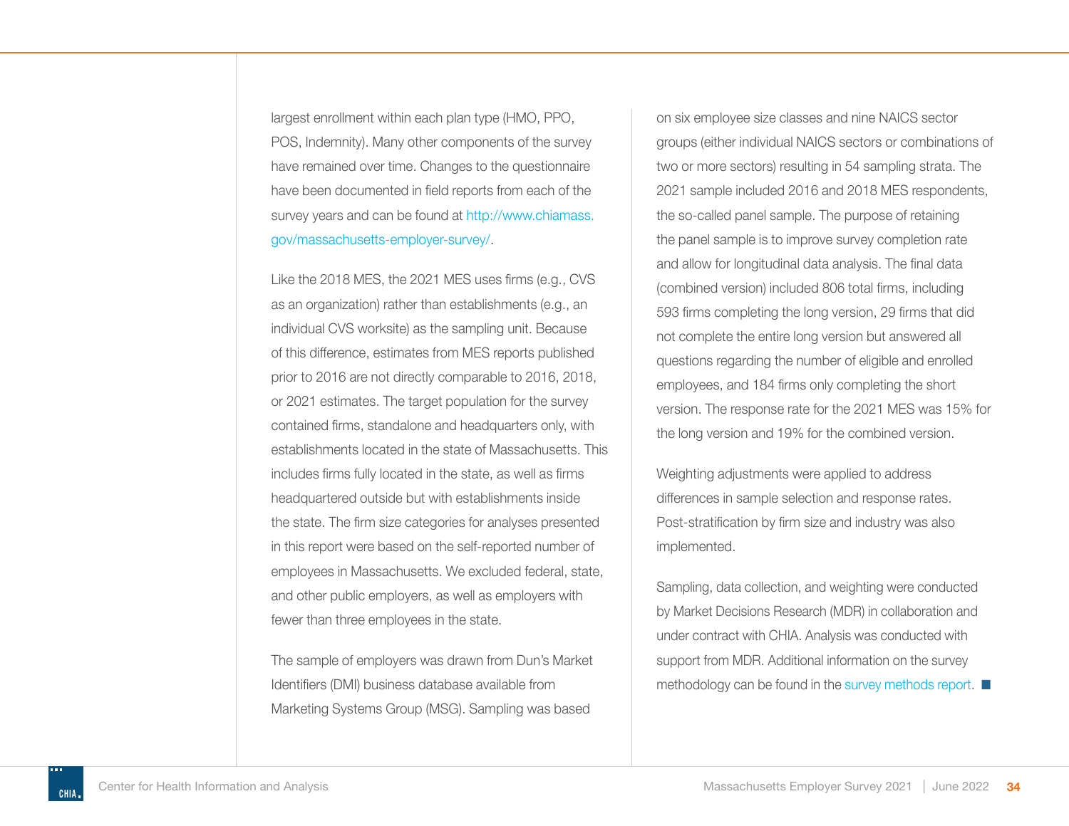largest enrollment within each plan type (HMO, PPO, POS, Indemnity). Many other components of the survey have remained over time. Changes to the questionnaire have been documented in field reports from each of the survey years and can be found at http://www.chiamass.gov/massachusetts-employer-survey/.

Like the 2018 MES, the 2021 MES uses firms (e.g., CVS as an organization) rather than establishments (e.g., an individual CVS worksite) as the sampling unit. Because of this difference, estimates from MES reports published prior to 2016 are not directly comparable to 2016, 2018, or 2021 estimates. The target population for the survey contained firms, standalone and headquarters only, with establishments located in the state of Massachusetts. This includes firms fully located in the state, as well as firms headquartered outside but with establishments inside the state. The firm size categories for analyses presented in this report were based on the self-reported number of employees in Massachusetts. We excluded federal, state, and other public employers, as well as employers with fewer than three employees in the state.

The sample of employers was drawn from Dun's Market Identifiers (DMI) business database available from Marketing Systems Group (MSG). Sampling was based on six employee size classes and nine NAICS sector groups (either individual NAICS sectors or combinations of two or more sectors) resulting in 54 sampling strata. The 2021 sample included 2016 and 2018 MES respondents, the so-called panel sample. The purpose of retaining the panel sample is to improve survey completion rate and allow for longitudinal data analysis. The final data (combined version) included 806 total firms, including 593 firms completing the long version, 29 firms that did not complete the entire long version but answered all questions regarding the number of eligible and enrolled employees, and 184 firms only completing the short version. The response rate for the 2021 MES was 15% for the long version and 19% for the combined version.

Weighting adjustments were applied to address differences in sample selection and response rates. Post-stratification by firm size and industry was also implemented.

Sampling, data collection, and weighting were conducted by Market Decisions Research (MDR) in collaboration and under contract with CHIA. Analysis was conducted with support from MDR. Additional information on the survey methodology can be found in the survey methods report. ■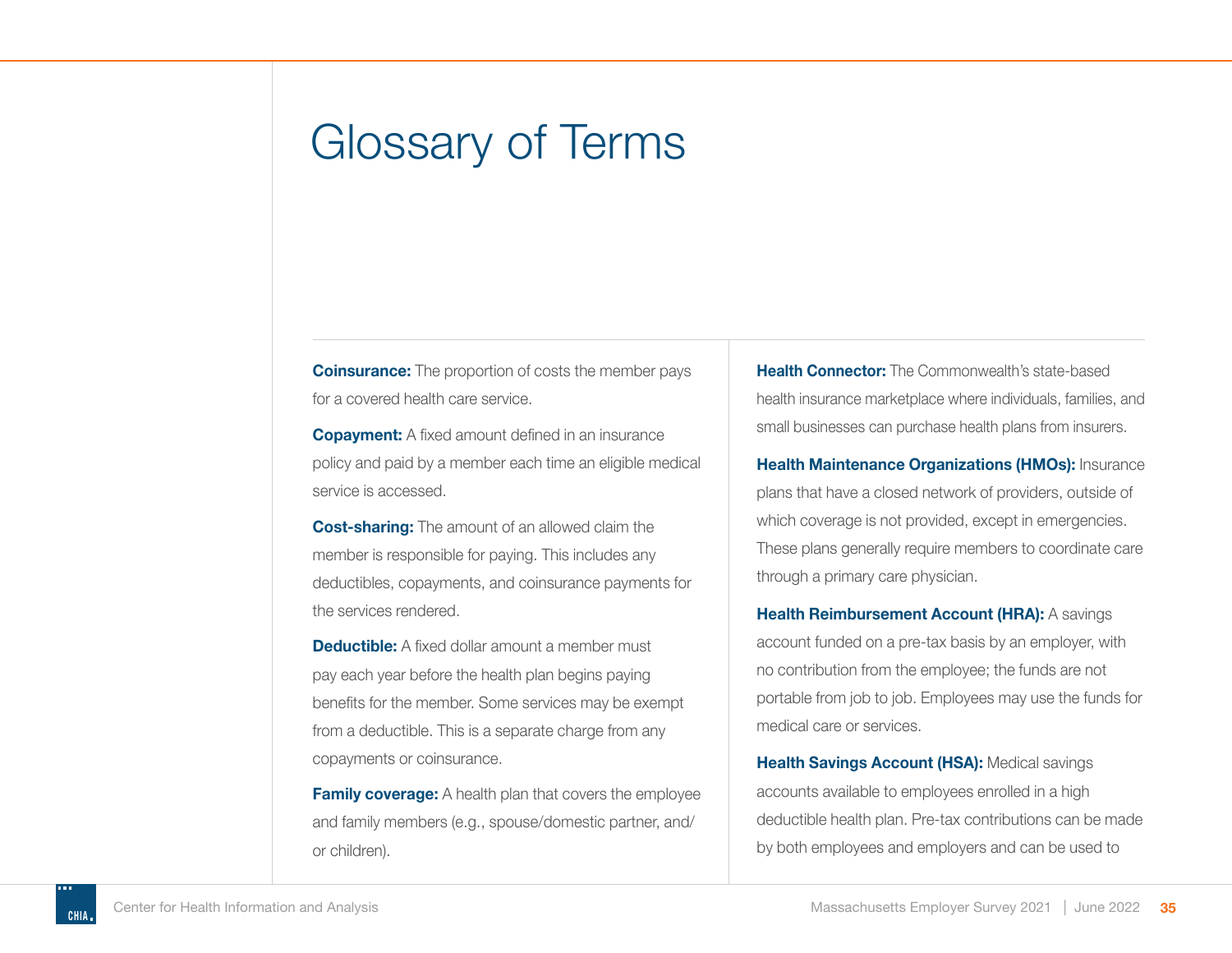# Glossary of Terms

**Coinsurance:** The proportion of costs the member pays for a covered health care service.

**Copayment:** A fixed amount defined in an insurance policy and paid by a member each time an eligible medical service is accessed.

**Cost-sharing:** The amount of an allowed claim the member is responsible for paying. This includes any deductibles, copayments, and coinsurance payments for the services rendered.

**Deductible:** A fixed dollar amount a member must pay each year before the health plan begins paying benefits for the member. Some services may be exempt from a deductible. This is a separate charge from any copayments or coinsurance.

**Family coverage:** A health plan that covers the employee and family members (e.g., spouse/domestic partner, and/or children).

**Health Connector:** The Commonwealth's state-based health insurance marketplace where individuals, families, and small businesses can purchase health plans from insurers.

**Health Maintenance Organizations (HMOs):** Insurance plans that have a closed network of providers, outside of which coverage is not provided, except in emergencies. These plans generally require members to coordinate care through a primary care physician.

**Health Reimbursement Account (HRA):** A savings account funded on a pre-tax basis by an employer, with no contribution from the employee; the funds are not portable from job to job. Employees may use the funds for medical care or services.

**Health Savings Account (HSA):** Medical savings accounts available to employees enrolled in a high deductible health plan. Pre-tax contributions can be made by both employees and employers and can be used to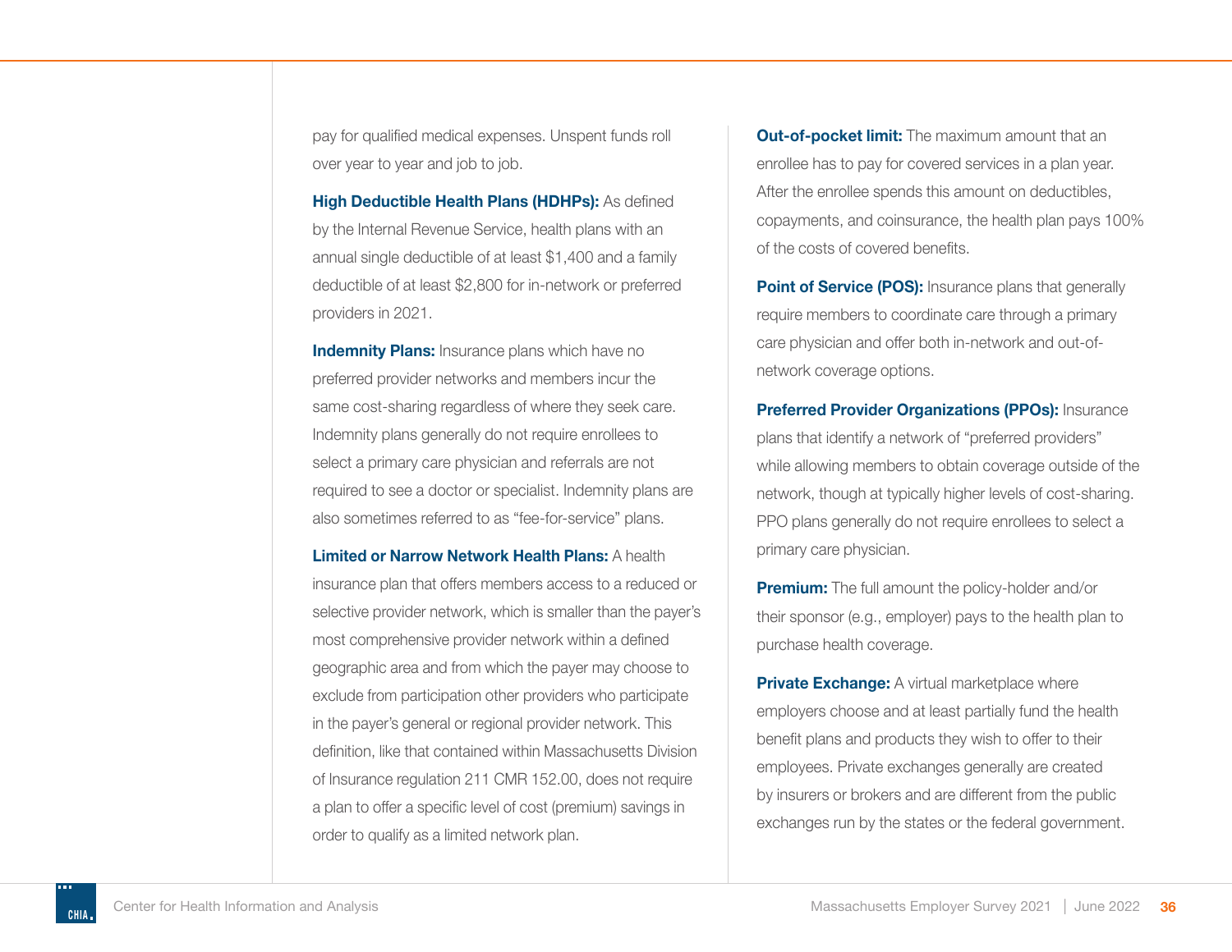pay for qualified medical expenses. Unspent funds roll over year to year and job to job.

**High Deductible Health Plans (HDHPs):** As defined by the Internal Revenue Service, health plans with an annual single deductible of at least $1,400 and a family deductible of at least $2,800 for in-network or preferred providers in 2021.

**Indemnity Plans:** Insurance plans which have no preferred provider networks and members incur the same cost-sharing regardless of where they seek care. Indemnity plans generally do not require enrollees to select a primary care physician and referrals are not required to see a doctor or specialist. Indemnity plans are also sometimes referred to as "fee-for-service" plans.

**Limited or Narrow Network Health Plans:** A health insurance plan that offers members access to a reduced or selective provider network, which is smaller than the payer's most comprehensive provider network within a defined geographic area and from which the payer may choose to exclude from participation other providers who participate in the payer's general or regional provider network. This definition, like that contained within Massachusetts Division of Insurance regulation 211 CMR 152.00, does not require a plan to offer a specific level of cost (premium) savings in order to qualify as a limited network plan.

**Out-of-pocket limit:** The maximum amount that an enrollee has to pay for covered services in a plan year. After the enrollee spends this amount on deductibles, copayments, and coinsurance, the health plan pays 100% of the costs of covered benefits.

**Point of Service (POS):** Insurance plans that generally require members to coordinate care through a primary care physician and offer both in-network and out-of-network coverage options.

**Preferred Provider Organizations (PPOs):** Insurance plans that identify a network of "preferred providers" while allowing members to obtain coverage outside of the network, though at typically higher levels of cost-sharing. PPO plans generally do not require enrollees to select a primary care physician.

**Premium:** The full amount the policy-holder and/or their sponsor (e.g., employer) pays to the health plan to purchase health coverage.

**Private Exchange:** A virtual marketplace where employers choose and at least partially fund the health benefit plans and products they wish to offer to their employees. Private exchanges generally are created by insurers or brokers and are different from the public exchanges run by the states or the federal government.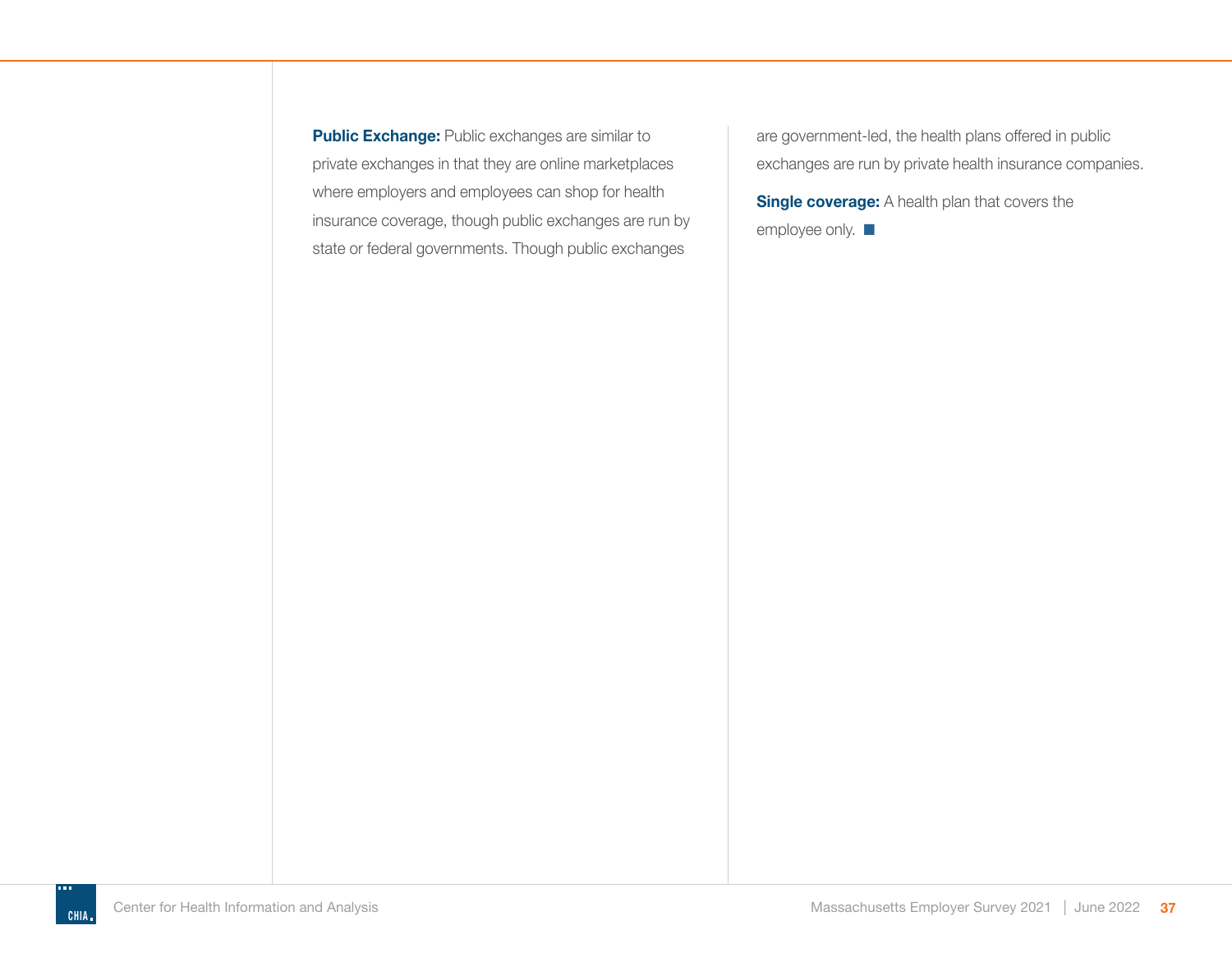**Public Exchange:** Public exchanges are similar to private exchanges in that they are online marketplaces where employers and employees can shop for health insurance coverage, though public exchanges are run by state or federal governments. Though public exchanges are government-led, the health plans offered in public exchanges are run by private health insurance companies.

**Single coverage:** A health plan that covers the employee only. ■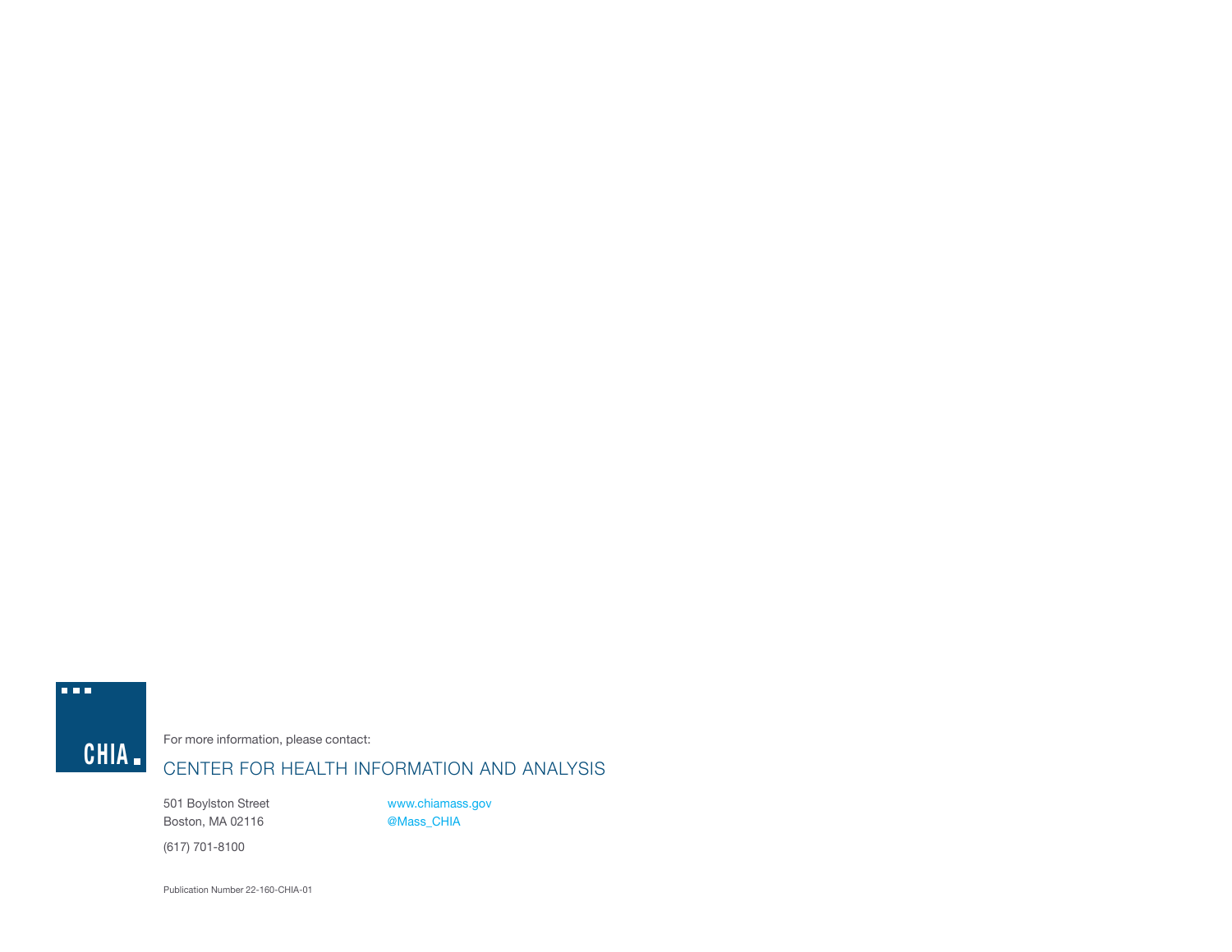CHIA

For more information, please contact:

CENTER FOR HEALTH INFORMATION AND ANALYSIS

501 Boylston Street
Boston, MA 02116

(617) 701-8100

www.chiamass.gov
@Mass_CHIA

Publication Number 22-160-CHIA-01